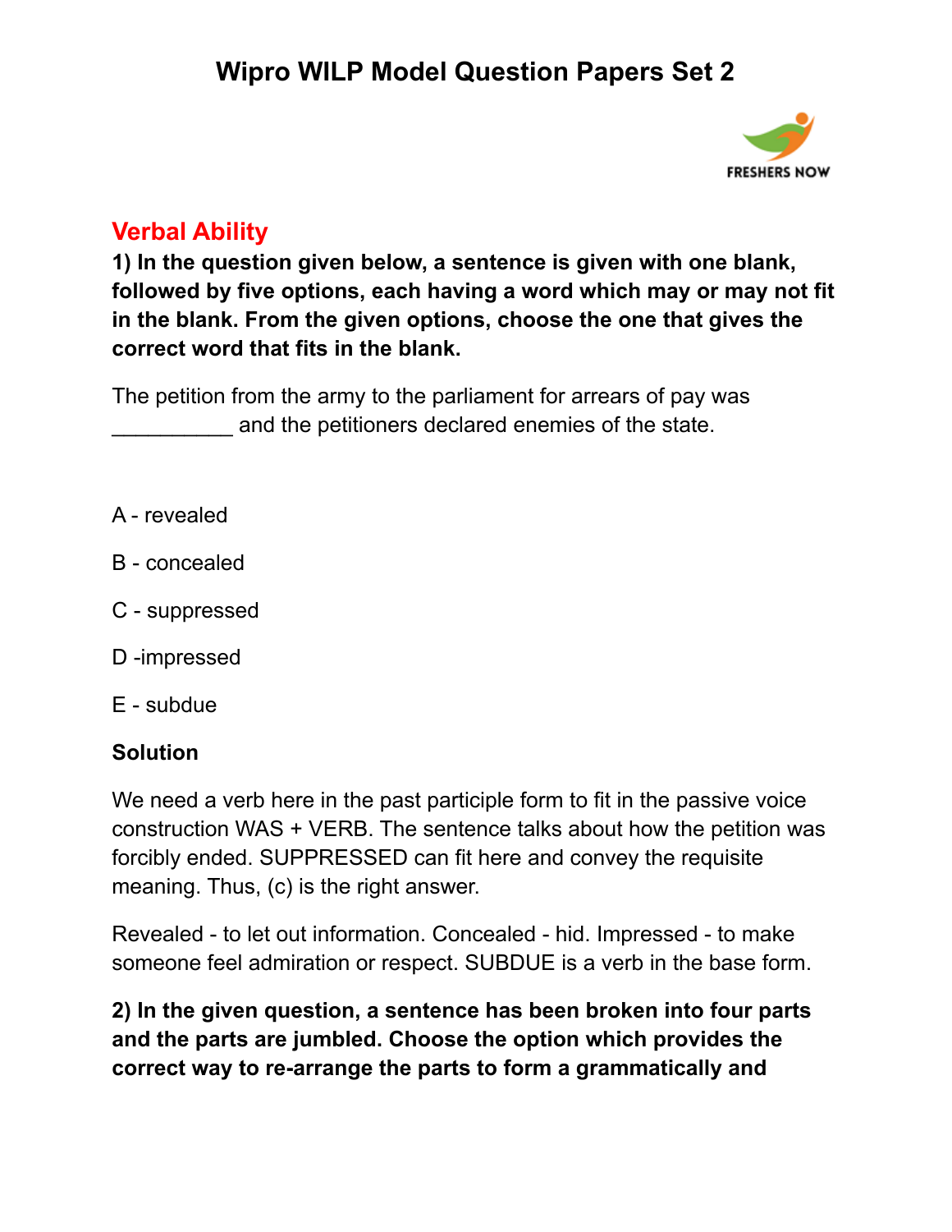# Wipro WILP Model Question Papers Set 2

FRESHERS NOW

## Verbal Ability

**1) In the question given below, a sentence is given with one blank, followed by five options, each having a word which may or may not fit in the blank. From the given options, choose the one that gives the correct word that fits in the blank.**

The petition from the army to the parliament for arrears of pay was __________ and the petitioners declared enemies of the state.

A - revealed

B - concealed

C - suppressed

D -impressed

E - subdue

**Solution**

We need a verb here in the past participle form to fit in the passive voice construction WAS + VERB. The sentence talks about how the petition was forcibly ended. SUPPRESSED can fit here and convey the requisite meaning. Thus, (c) is the right answer.

Revealed - to let out information. Concealed - hid. Impressed - to make someone feel admiration or respect. SUBDUE is a verb in the base form.

**2) In the given question, a sentence has been broken into four parts and the parts are jumbled. Choose the option which provides the correct way to re-arrange the parts to form a grammatically and**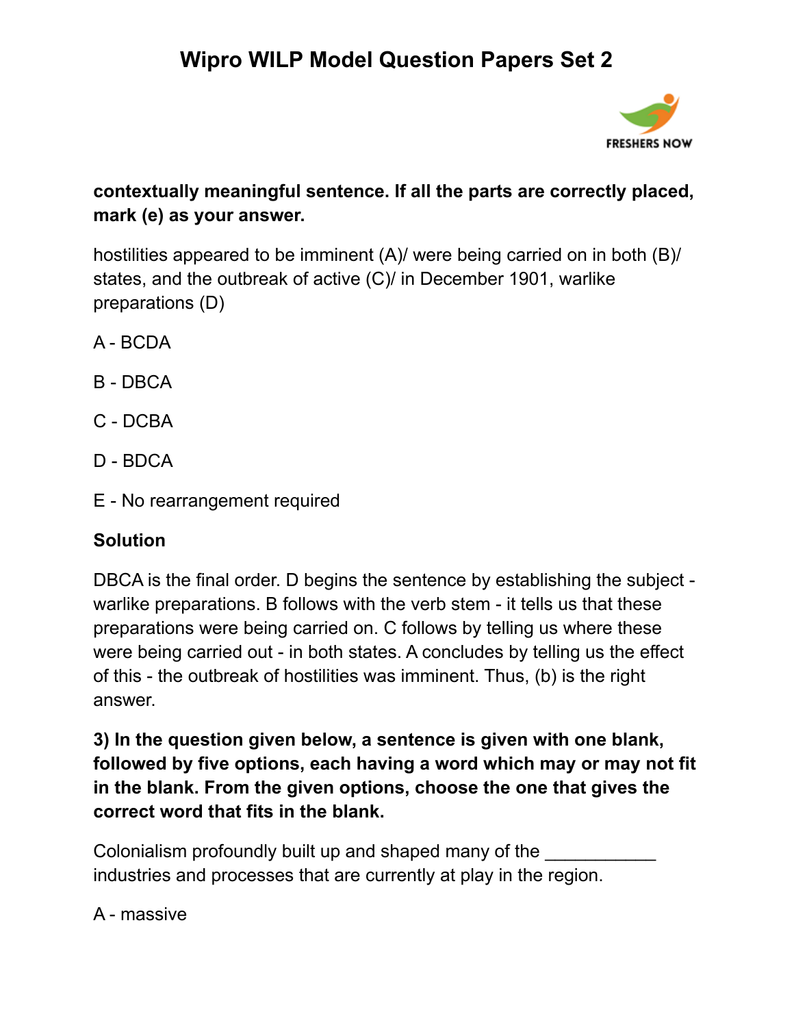**contextually meaningful sentence. If all the parts are correctly placed, mark (e) as your answer.**

hostilities appeared to be imminent (A)/ were being carried on in both (B)/ states, and the outbreak of active (C)/ in December 1901, warlike preparations (D)

A - BCDA

B - DBCA

C - DCBA

D - BDCA

E - No rearrangement required

**Solution**

DBCA is the final order. D begins the sentence by establishing the subject - warlike preparations. B follows with the verb stem - it tells us that these preparations were being carried on. C follows by telling us where these were being carried out - in both states. A concludes by telling us the effect of this - the outbreak of hostilities was imminent. Thus, (b) is the right answer.

**3) In the question given below, a sentence is given with one blank, followed by five options, each having a word which may or may not fit in the blank. From the given options, choose the one that gives the correct word that fits in the blank.**

Colonialism profoundly built up and shaped many of the ___________ industries and processes that are currently at play in the region.

A - massive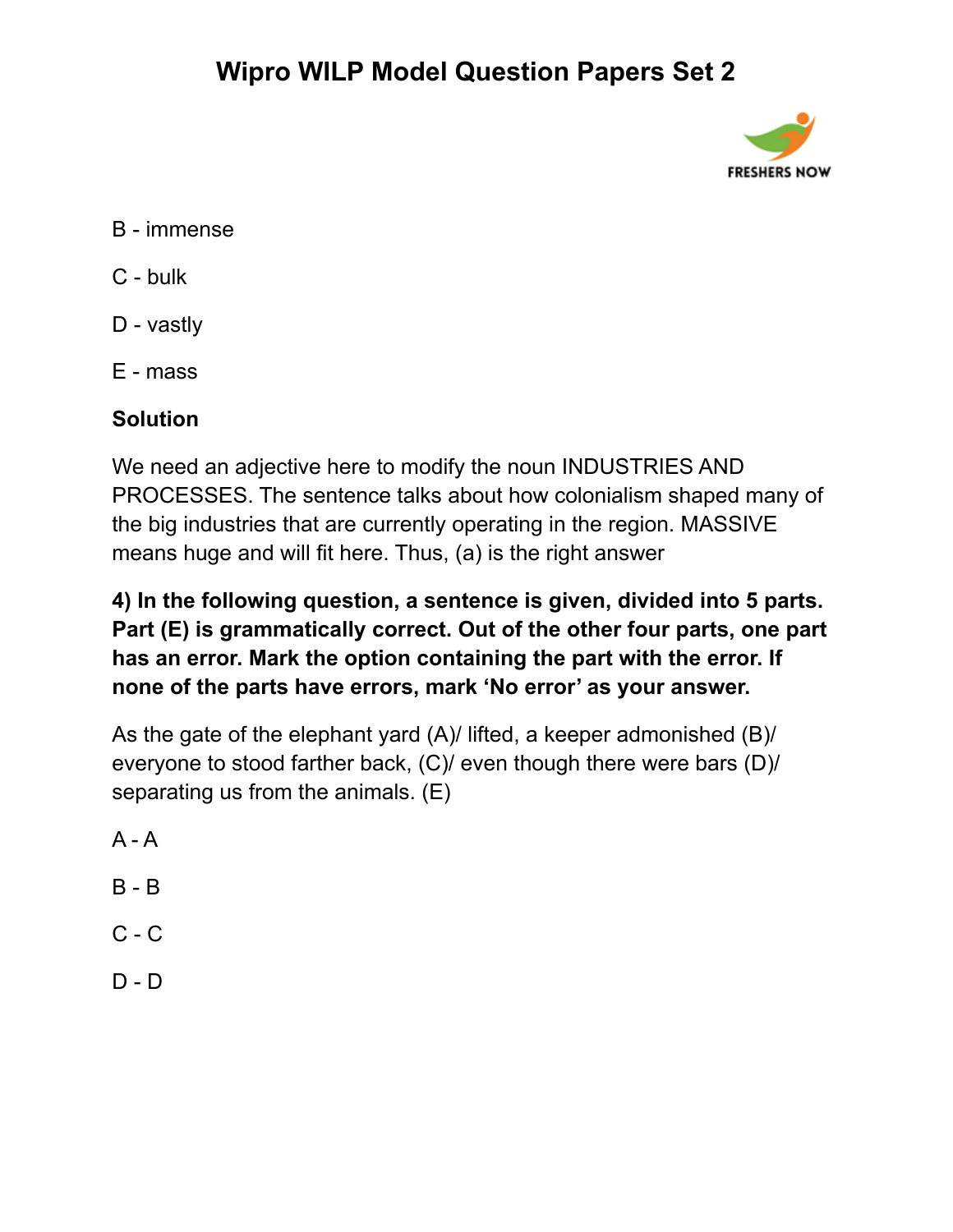B - immense

C - bulk

D - vastly

E - mass

**Solution**

We need an adjective here to modify the noun INDUSTRIES AND PROCESSES. The sentence talks about how colonialism shaped many of the big industries that are currently operating in the region. MASSIVE means huge and will fit here. Thus, (a) is the right answer

**4) In the following question, a sentence is given, divided into 5 parts. Part (E) is grammatically correct. Out of the other four parts, one part has an error. Mark the option containing the part with the error. If none of the parts have errors, mark 'No error' as your answer.**

As the gate of the elephant yard (A)/ lifted, a keeper admonished (B)/ everyone to stood farther back, (C)/ even though there were bars (D)/ separating us from the animals. (E)

A - A

B - B

C - C

D - D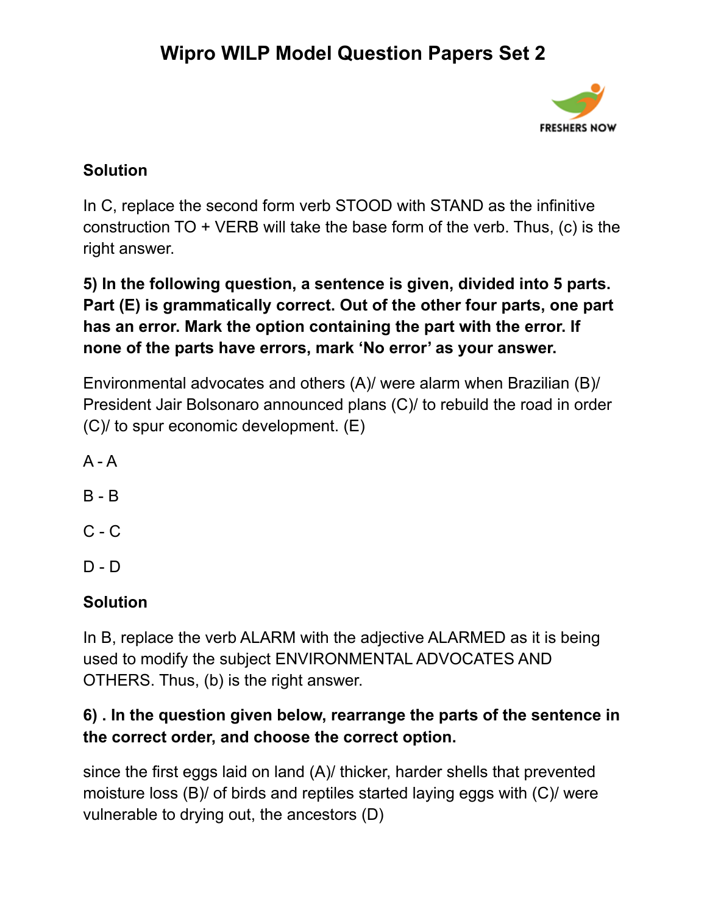**Solution**

In C, replace the second form verb STOOD with STAND as the infinitive construction TO + VERB will take the base form of the verb. Thus, (c) is the right answer.

**5) In the following question, a sentence is given, divided into 5 parts. Part (E) is grammatically correct. Out of the other four parts, one part has an error. Mark the option containing the part with the error. If none of the parts have errors, mark 'No error' as your answer.**

Environmental advocates and others (A)/ were alarm when Brazilian (B)/ President Jair Bolsonaro announced plans (C)/ to rebuild the road in order (C)/ to spur economic development. (E)

A - A

B - B

C - C

D - D

**Solution**

In B, replace the verb ALARM with the adjective ALARMED as it is being used to modify the subject ENVIRONMENTAL ADVOCATES AND OTHERS. Thus, (b) is the right answer.

**6) . In the question given below, rearrange the parts of the sentence in the correct order, and choose the correct option.**

since the first eggs laid on land (A)/ thicker, harder shells that prevented moisture loss (B)/ of birds and reptiles started laying eggs with (C)/ were vulnerable to drying out, the ancestors (D)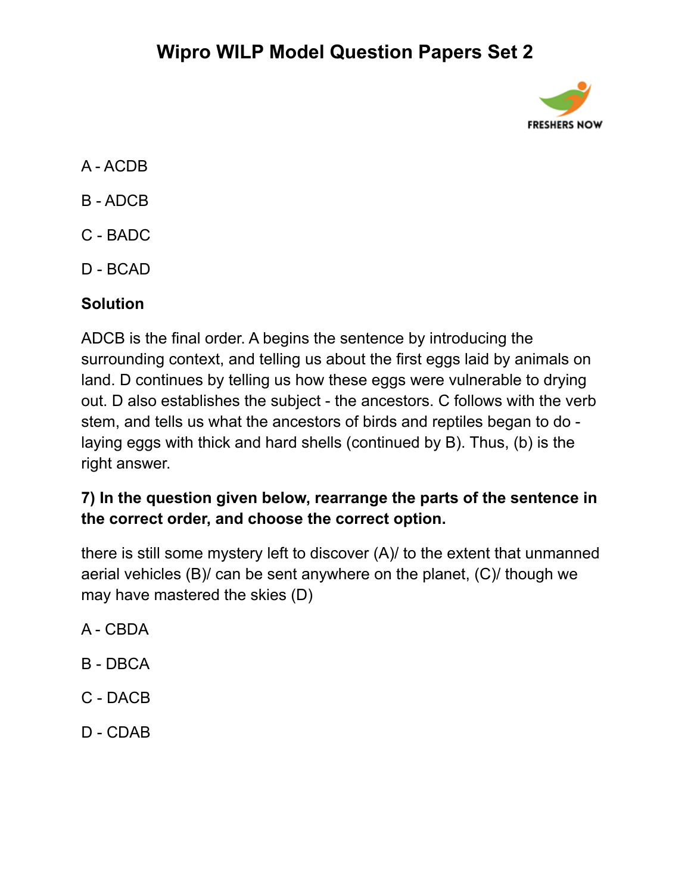A - ACDB

B - ADCB

C - BADC

D - BCAD

**Solution**

ADCB is the final order. A begins the sentence by introducing the surrounding context, and telling us about the first eggs laid by animals on land. D continues by telling us how these eggs were vulnerable to drying out. D also establishes the subject - the ancestors. C follows with the verb stem, and tells us what the ancestors of birds and reptiles began to do - laying eggs with thick and hard shells (continued by B). Thus, (b) is the right answer.

**7) In the question given below, rearrange the parts of the sentence in the correct order, and choose the correct option.**

there is still some mystery left to discover (A)/ to the extent that unmanned aerial vehicles (B)/ can be sent anywhere on the planet, (C)/ though we may have mastered the skies (D)

A - CBDA

B - DBCA

C - DACB

D - CDAB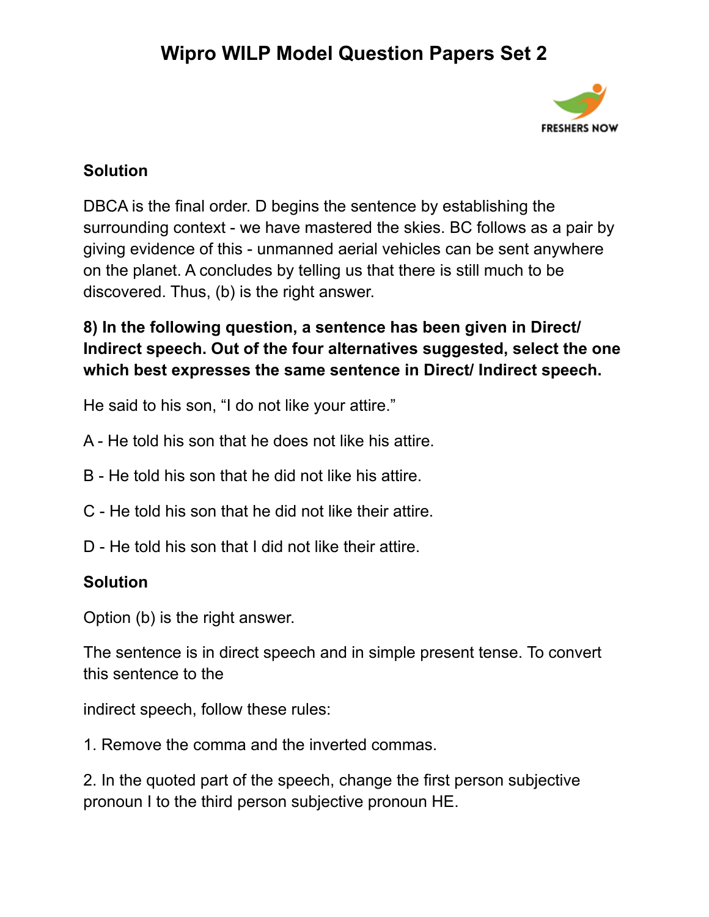**Solution**

DBCA is the final order. D begins the sentence by establishing the surrounding context - we have mastered the skies. BC follows as a pair by giving evidence of this - unmanned aerial vehicles can be sent anywhere on the planet. A concludes by telling us that there is still much to be discovered. Thus, (b) is the right answer.

**8) In the following question, a sentence has been given in Direct/ Indirect speech. Out of the four alternatives suggested, select the one which best expresses the same sentence in Direct/ Indirect speech.**

He said to his son, "I do not like your attire."

A - He told his son that he does not like his attire.

B - He told his son that he did not like his attire.

C - He told his son that he did not like their attire.

D - He told his son that I did not like their attire.

**Solution**

Option (b) is the right answer.

The sentence is in direct speech and in simple present tense. To convert this sentence to the

indirect speech, follow these rules:

1. Remove the comma and the inverted commas.

2. In the quoted part of the speech, change the first person subjective pronoun I to the third person subjective pronoun HE.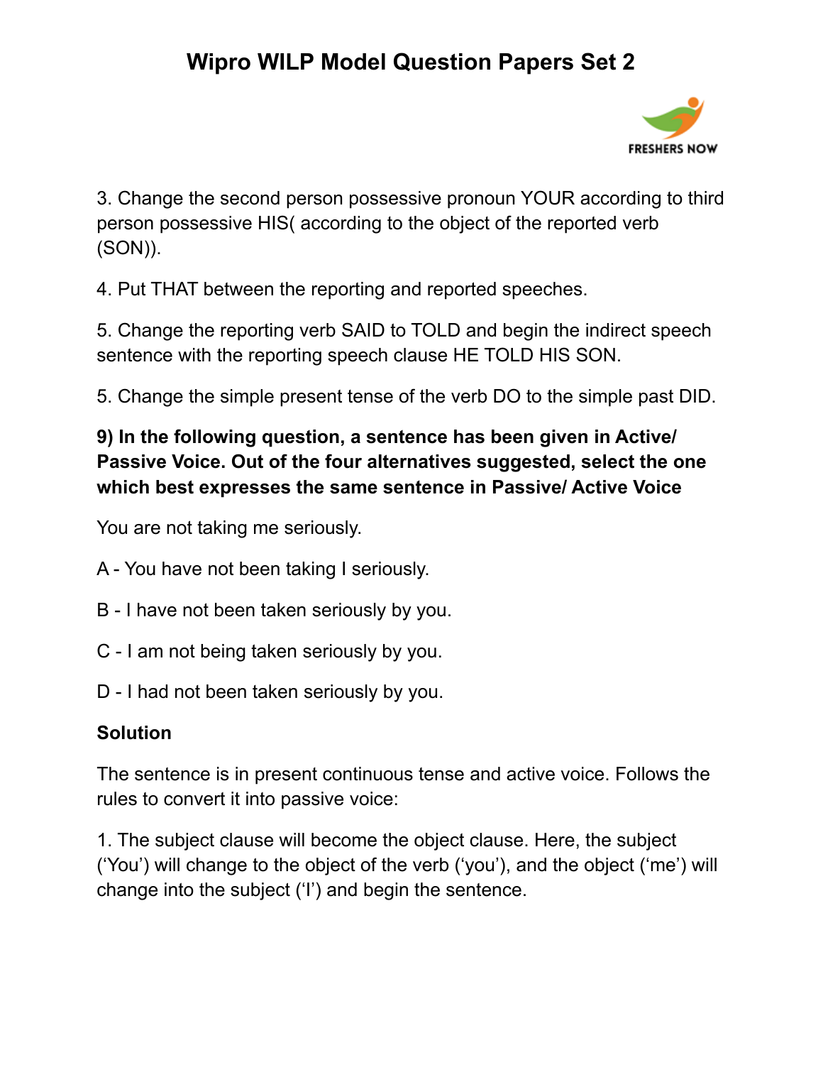3. Change the second person possessive pronoun YOUR according to third person possessive HIS( according to the object of the reported verb (SON)).

4. Put THAT between the reporting and reported speeches.

5. Change the reporting verb SAID to TOLD and begin the indirect speech sentence with the reporting speech clause HE TOLD HIS SON.

5. Change the simple present tense of the verb DO to the simple past DID.

**9) In the following question, a sentence has been given in Active/ Passive Voice. Out of the four alternatives suggested, select the one which best expresses the same sentence in Passive/ Active Voice**

You are not taking me seriously.

A - You have not been taking I seriously.

B - I have not been taken seriously by you.

C - I am not being taken seriously by you.

D - I had not been taken seriously by you.

**Solution**

The sentence is in present continuous tense and active voice. Follows the rules to convert it into passive voice:

1. The subject clause will become the object clause. Here, the subject ('You') will change to the object of the verb ('you'), and the object ('me') will change into the subject ('I') and begin the sentence.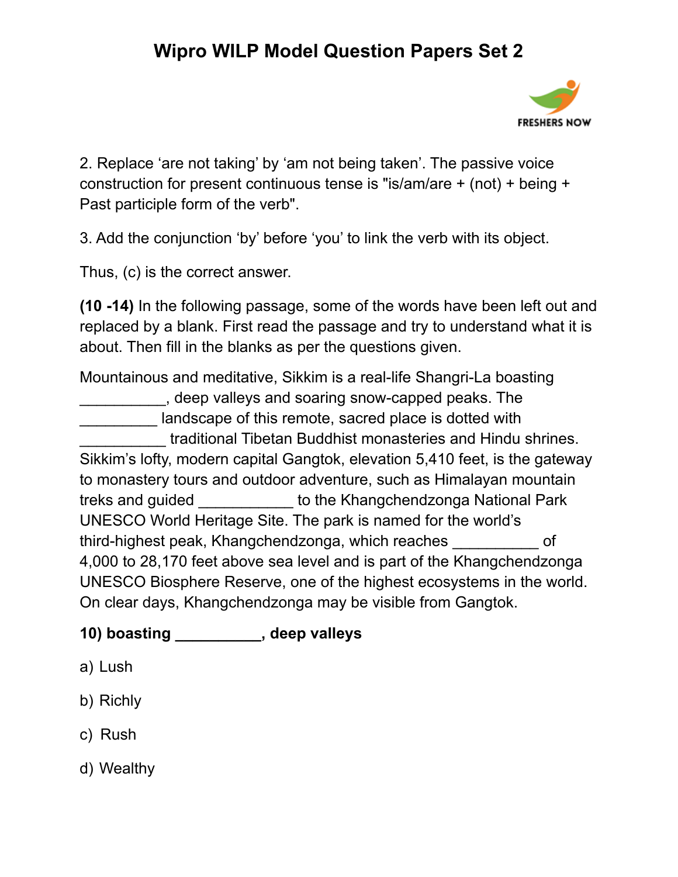2. Replace 'are not taking' by 'am not being taken'. The passive voice construction for present continuous tense is "is/am/are + (not) + being + Past participle form of the verb".

3. Add the conjunction 'by' before 'you' to link the verb with its object.

Thus, (c) is the correct answer.

**(10 -14)** In the following passage, some of the words have been left out and replaced by a blank. First read the passage and try to understand what it is about. Then fill in the blanks as per the questions given.

Mountainous and meditative, Sikkim is a real-life Shangri-La boasting __________, deep valleys and soaring snow-capped peaks. The _________ landscape of this remote, sacred place is dotted with __________ traditional Tibetan Buddhist monasteries and Hindu shrines. Sikkim's lofty, modern capital Gangtok, elevation 5,410 feet, is the gateway to monastery tours and outdoor adventure, such as Himalayan mountain treks and guided ___________ to the Khangchendzonga National Park UNESCO World Heritage Site. The park is named for the world's third-highest peak, Khangchendzonga, which reaches __________ of 4,000 to 28,170 feet above sea level and is part of the Khangchendzonga UNESCO Biosphere Reserve, one of the highest ecosystems in the world. On clear days, Khangchendzonga may be visible from Gangtok.

**10) boasting __________, deep valleys**

a) Lush

b) Richly

c) Rush

d) Wealthy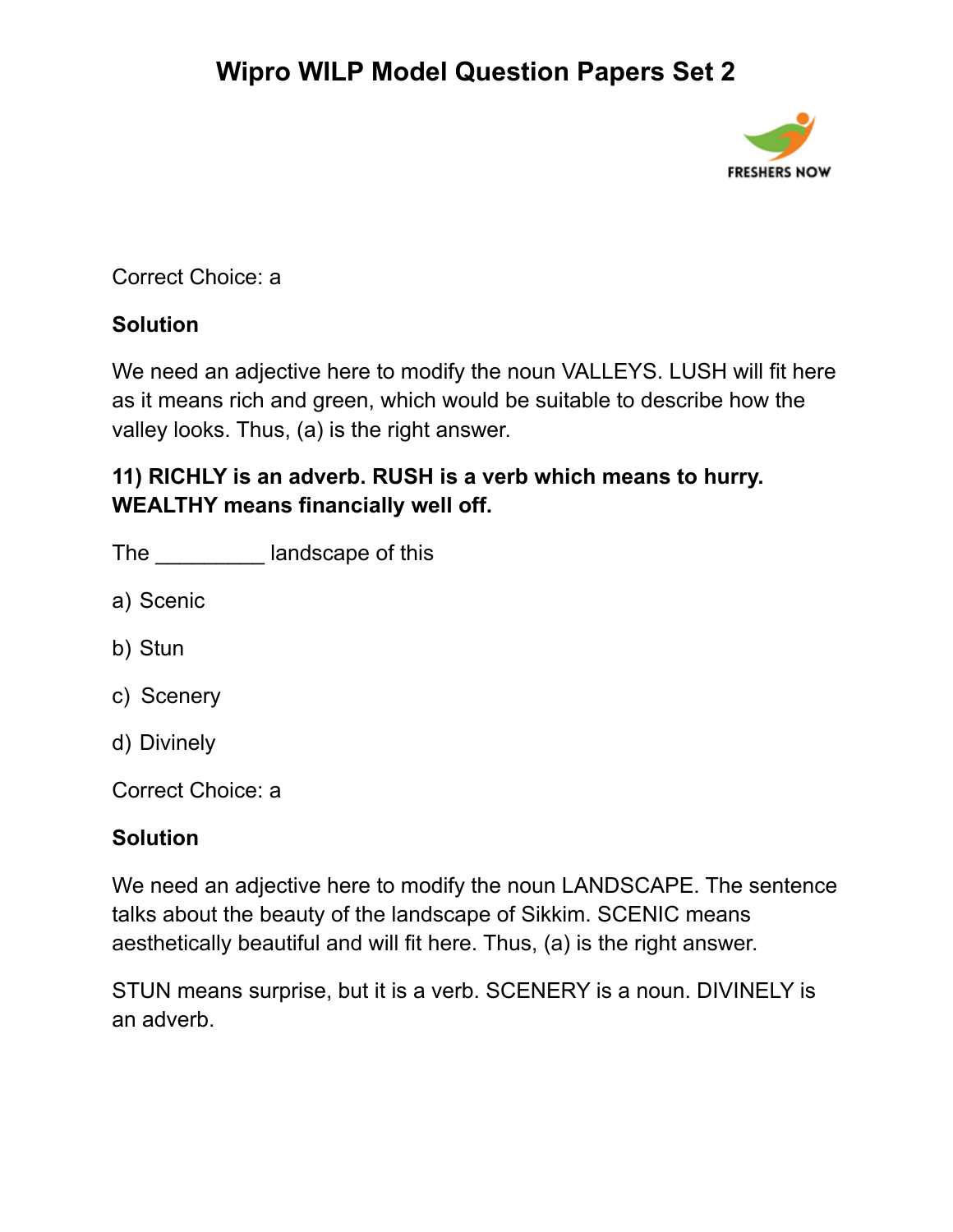Correct Choice: a

**Solution**

We need an adjective here to modify the noun VALLEYS. LUSH will fit here as it means rich and green, which would be suitable to describe how the valley looks. Thus, (a) is the right answer.

**11) RICHLY is an adverb. RUSH is a verb which means to hurry. WEALTHY means financially well off.**

The _________ landscape of this

a) Scenic

b) Stun

c) Scenery

d) Divinely

Correct Choice: a

**Solution**

We need an adjective here to modify the noun LANDSCAPE. The sentence talks about the beauty of the landscape of Sikkim. SCENIC means aesthetically beautiful and will fit here. Thus, (a) is the right answer.

STUN means surprise, but it is a verb. SCENERY is a noun. DIVINELY is an adverb.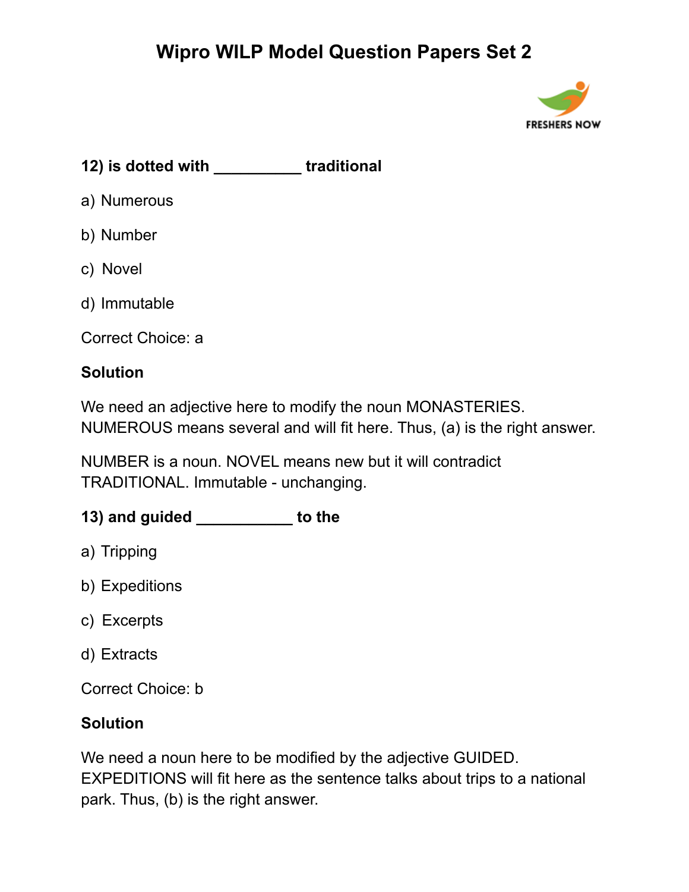**12) is dotted with __________ traditional**

a) Numerous

b) Number

c) Novel

d) Immutable

Correct Choice: a

**Solution**

We need an adjective here to modify the noun MONASTERIES. NUMEROUS means several and will fit here. Thus, (a) is the right answer.

NUMBER is a noun. NOVEL means new but it will contradict TRADITIONAL. Immutable - unchanging.

**13) and guided ___________ to the**

a) Tripping

b) Expeditions

c) Excerpts

d) Extracts

Correct Choice: b

**Solution**

We need a noun here to be modified by the adjective GUIDED. EXPEDITIONS will fit here as the sentence talks about trips to a national park. Thus, (b) is the right answer.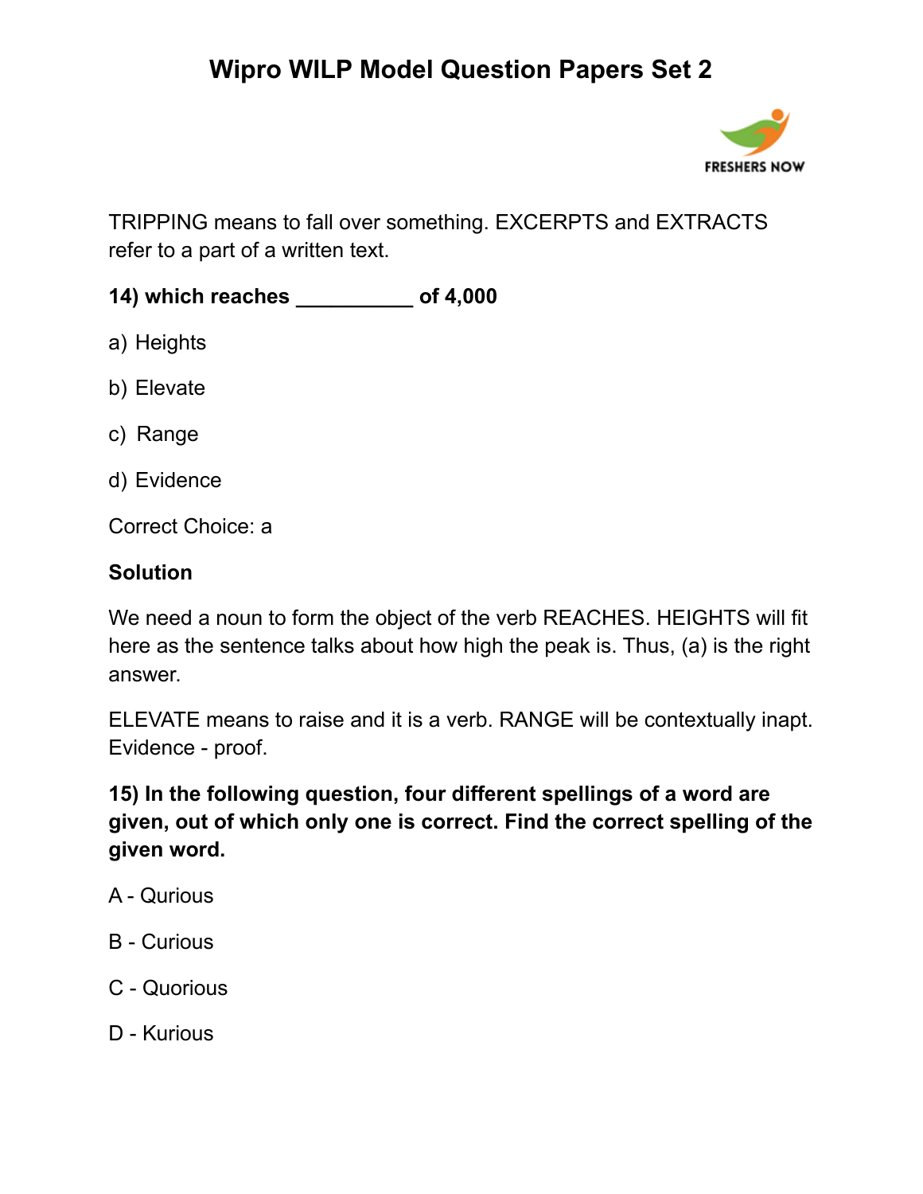TRIPPING means to fall over something. EXCERPTS and EXTRACTS refer to a part of a written text.

**14) which reaches __________ of 4,000**

a) Heights

b) Elevate

c) Range

d) Evidence

Correct Choice: a

**Solution**

We need a noun to form the object of the verb REACHES. HEIGHTS will fit here as the sentence talks about how high the peak is. Thus, (a) is the right answer.

ELEVATE means to raise and it is a verb. RANGE will be contextually inapt. Evidence - proof.

**15) In the following question, four different spellings of a word are given, out of which only one is correct. Find the correct spelling of the given word.**

A - Qurious

B - Curious

C - Quorious

D - Kurious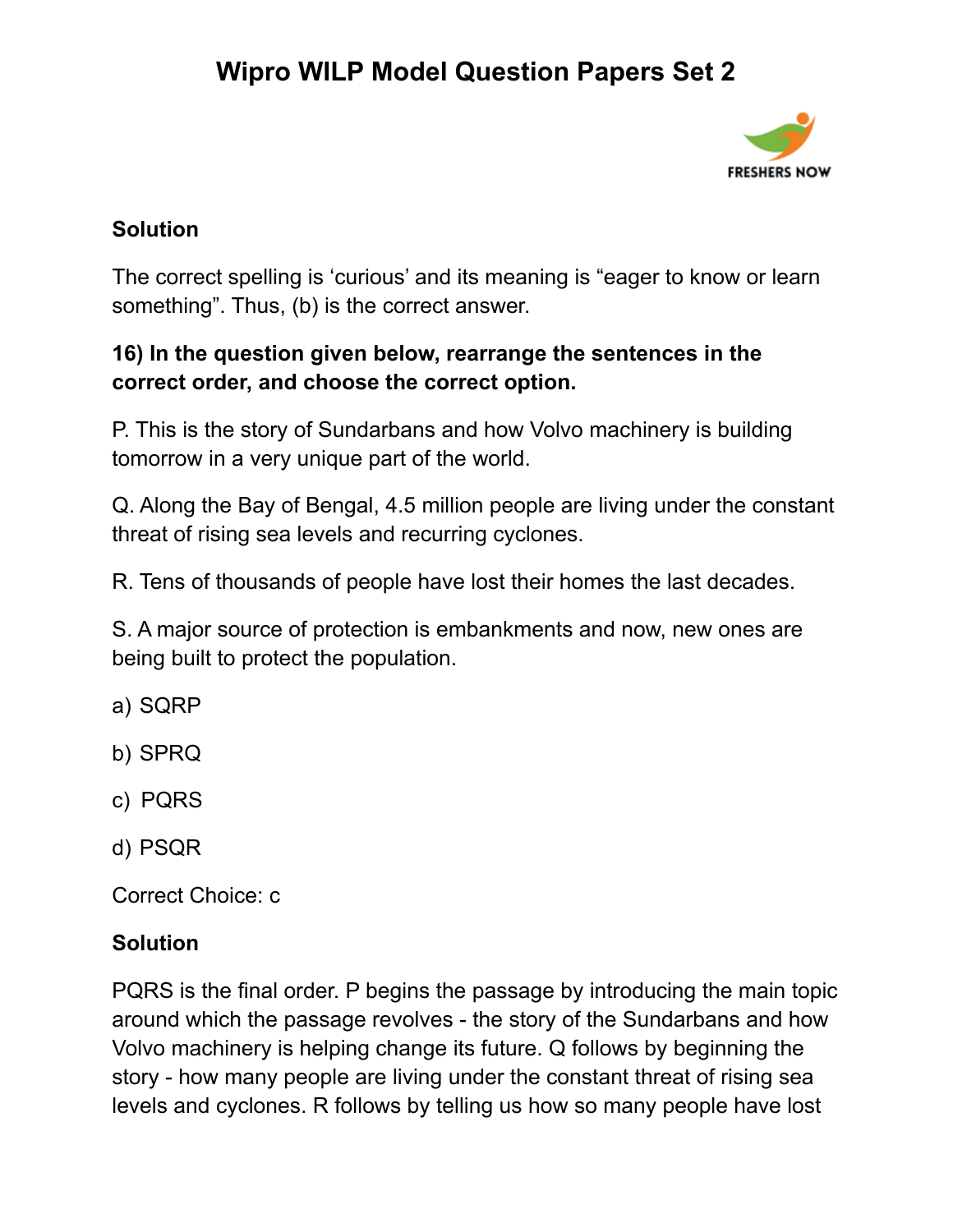**Solution**

The correct spelling is ‘curious’ and its meaning is “eager to know or learn something”. Thus, (b) is the correct answer.

**16) In the question given below, rearrange the sentences in the correct order, and choose the correct option.**

P. This is the story of Sundarbans and how Volvo machinery is building tomorrow in a very unique part of the world.

Q. Along the Bay of Bengal, 4.5 million people are living under the constant threat of rising sea levels and recurring cyclones.

R. Tens of thousands of people have lost their homes the last decades.

S. A major source of protection is embankments and now, new ones are being built to protect the population.

a) SQRP

b) SPRQ

c) PQRS

d) PSQR

Correct Choice: c

**Solution**

PQRS is the final order. P begins the passage by introducing the main topic around which the passage revolves - the story of the Sundarbans and how Volvo machinery is helping change its future. Q follows by beginning the story - how many people are living under the constant threat of rising sea levels and cyclones. R follows by telling us how so many people have lost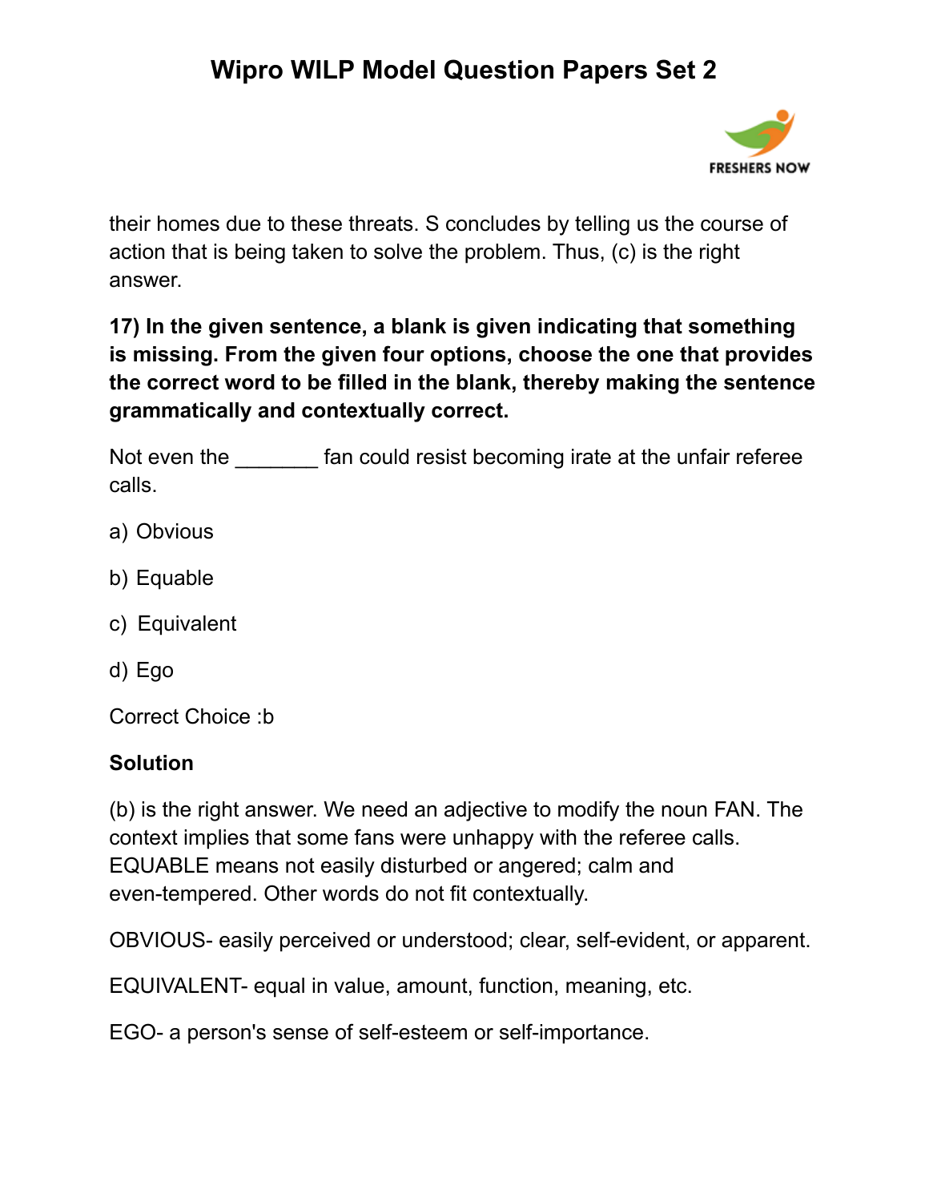their homes due to these threats. S concludes by telling us the course of action that is being taken to solve the problem. Thus, (c) is the right answer.

**17) In the given sentence, a blank is given indicating that something is missing. From the given four options, choose the one that provides the correct word to be filled in the blank, thereby making the sentence grammatically and contextually correct.**

Not even the _______ fan could resist becoming irate at the unfair referee calls.

a) Obvious

b) Equable

c) Equivalent

d) Ego

Correct Choice :b

**Solution**

(b) is the right answer. We need an adjective to modify the noun FAN. The context implies that some fans were unhappy with the referee calls. EQUABLE means not easily disturbed or angered; calm and even-tempered. Other words do not fit contextually.

OBVIOUS- easily perceived or understood; clear, self-evident, or apparent.

EQUIVALENT- equal in value, amount, function, meaning, etc.

EGO- a person's sense of self-esteem or self-importance.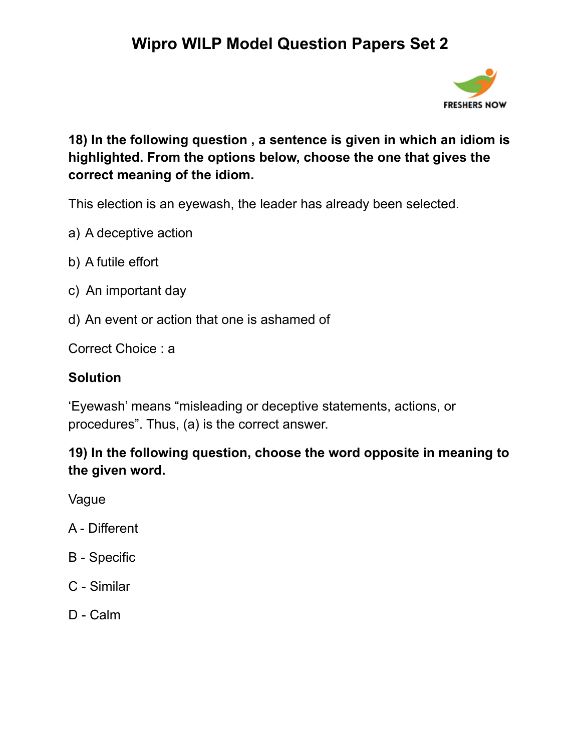**18) In the following question , a sentence is given in which an idiom is highlighted. From the options below, choose the one that gives the correct meaning of the idiom.**

This election is an eyewash, the leader has already been selected.

a) A deceptive action

b) A futile effort

c) An important day

d) An event or action that one is ashamed of

Correct Choice : a

**Solution**

'Eyewash' means "misleading or deceptive statements, actions, or procedures". Thus, (a) is the correct answer.

**19) In the following question, choose the word opposite in meaning to the given word.**

Vague

A - Different

B - Specific

C - Similar

D - Calm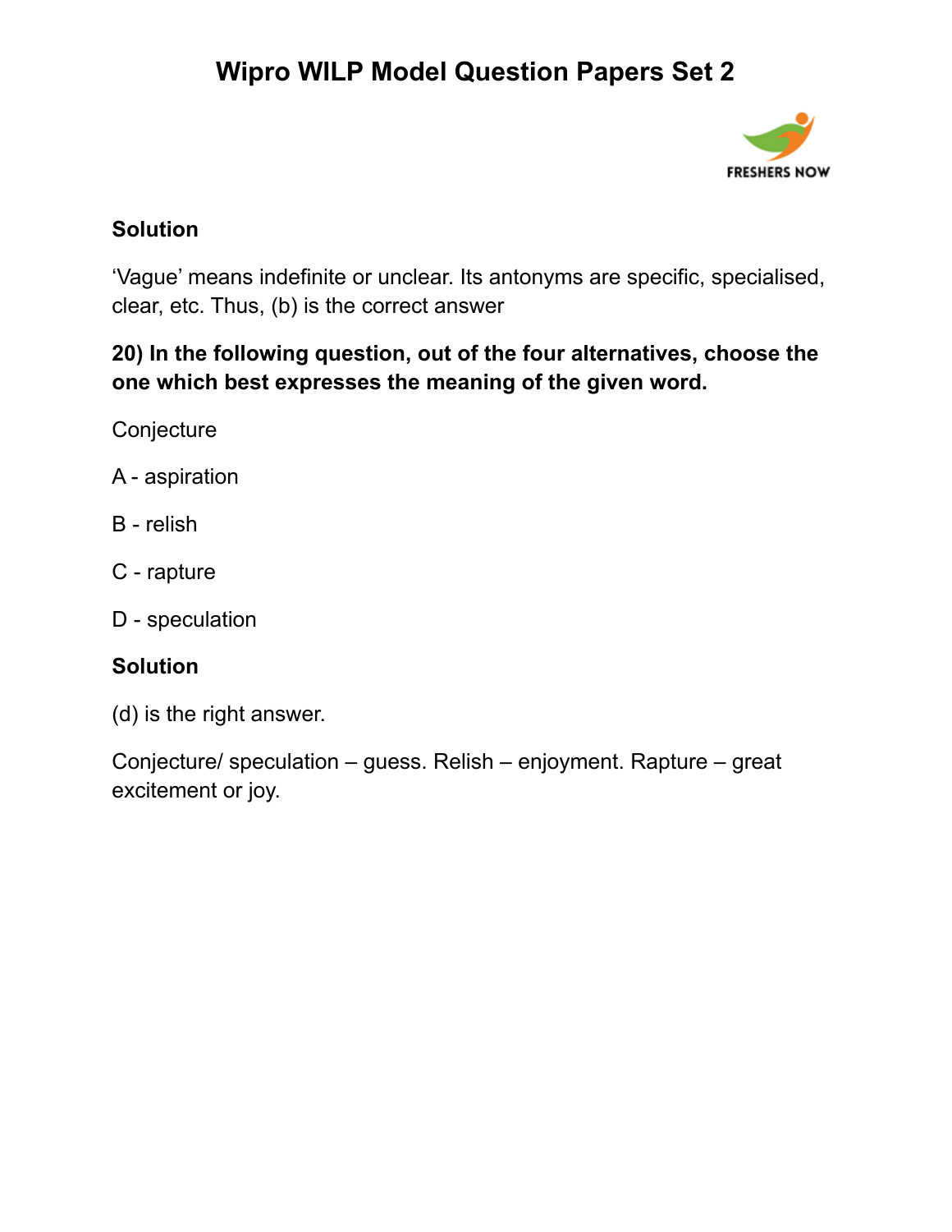**Solution**

'Vague' means indefinite or unclear. Its antonyms are specific, specialised, clear, etc. Thus, (b) is the correct answer

**20) In the following question, out of the four alternatives, choose the one which best expresses the meaning of the given word.**

Conjecture

A - aspiration

B - relish

C - rapture

D - speculation

**Solution**

(d) is the right answer.

Conjecture/ speculation – guess. Relish – enjoyment. Rapture – great excitement or joy.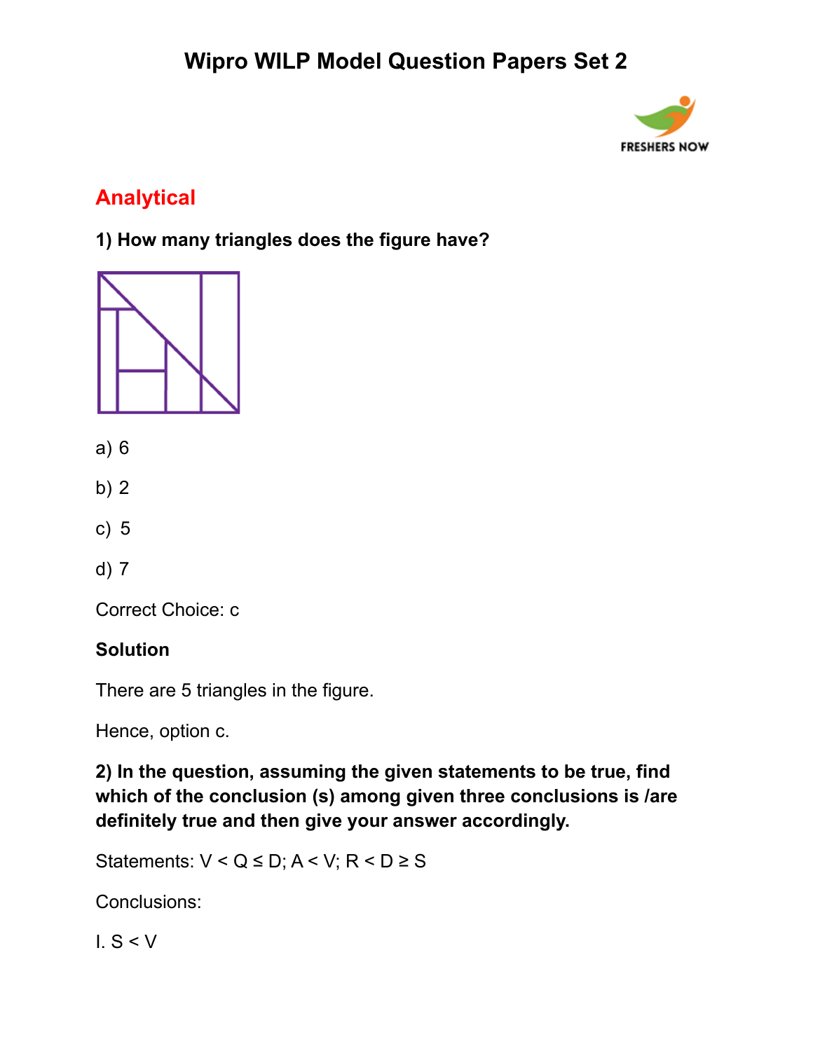# Wipro WILP Model Question Papers Set 2

## Analytical

**1) How many triangles does the figure have?**

a) 6

b) 2

c) 5

d) 7

Correct Choice: c

**Solution**

There are 5 triangles in the figure.

Hence, option c.

**2) In the question, assuming the given statements to be true, find which of the conclusion (s) among given three conclusions is /are definitely true and then give your answer accordingly.**

Statements: $V < Q \leq D$; $A < V$; $R < D \geq S$

Conclusions:

I. $S < V$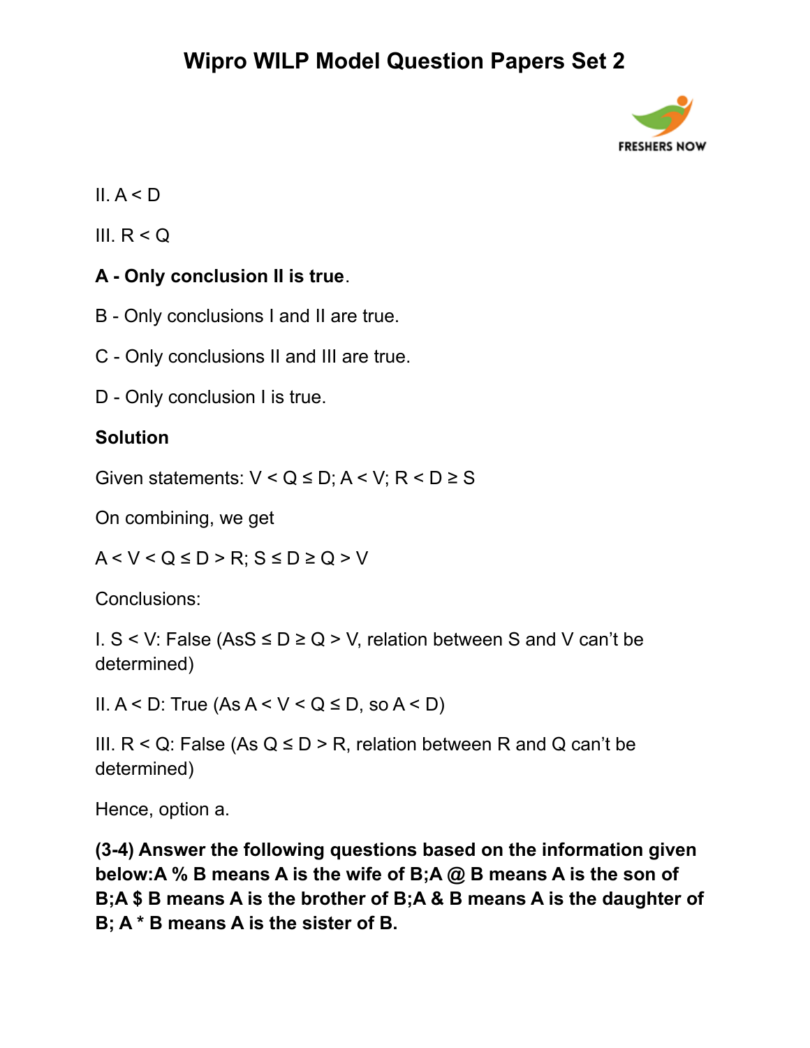II. $A < D$

III. $R < Q$

**A - Only conclusion II is true**.

B - Only conclusions I and II are true.

C - Only conclusions II and III are true.

D - Only conclusion I is true.

**Solution**

Given statements: $V < Q \leq D$; $A < V$; $R < D \geq S$

On combining, we get

$A < V < Q \leq D > R$; $S \leq D \geq Q > V$

Conclusions:

I. $S < V$: False (As$S \leq D \geq Q > V$, relation between S and V can't be determined)

II. $A < D$: True (As $A < V < Q \leq D$, so $A < D$)

III. $R < Q$: False (As $Q \leq D > R$, relation between R and Q can't be determined)

Hence, option a.

**(3-4) Answer the following questions based on the information given below:A % B means A is the wife of B;A @ B means A is the son of B;A $ B means A is the brother of B;A & B means A is the daughter of B; A * B means A is the sister of B.**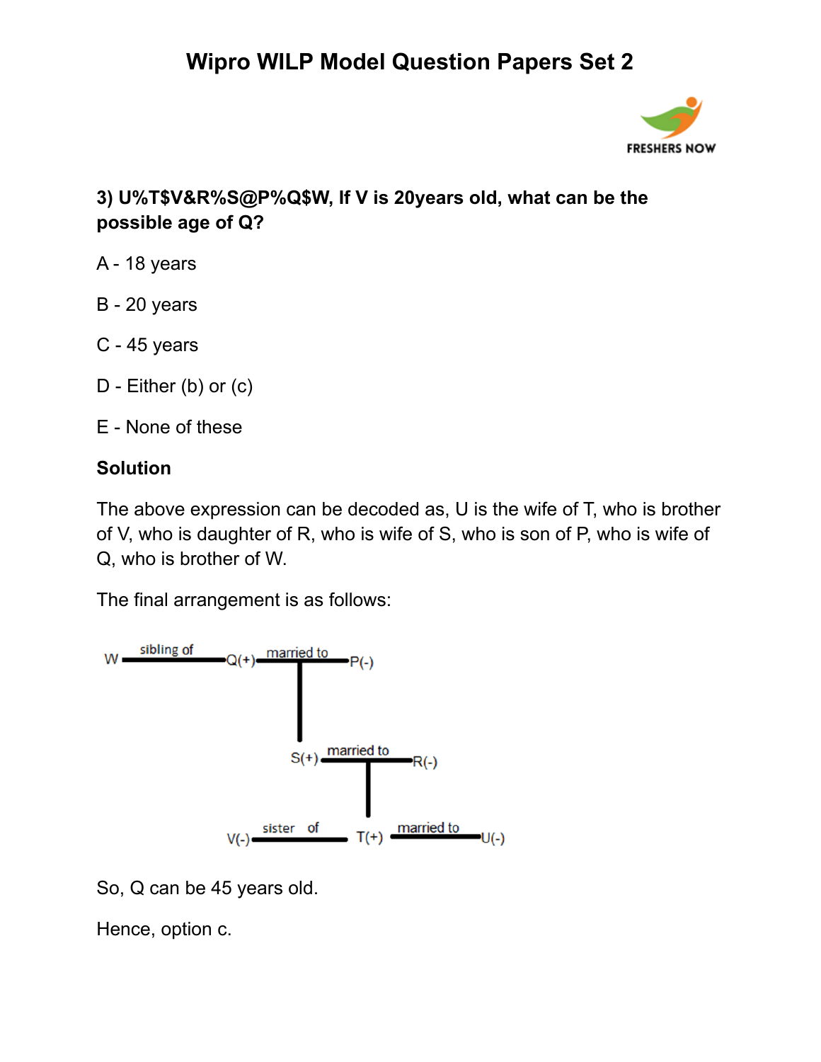# Wipro WILP Model Question Papers Set 2

**3) U%T$V&R%S@P%Q$W, If V is 20years old, what can be the possible age of Q?**

A - 18 years

B - 20 years

C - 45 years

D - Either (b) or (c)

E - None of these

**Solution**

The above expression can be decoded as, U is the wife of T, who is brother of V, who is daughter of R, who is wife of S, who is son of P, who is wife of Q, who is brother of W.

The final arrangement is as follows:

So, Q can be 45 years old.

Hence, option c.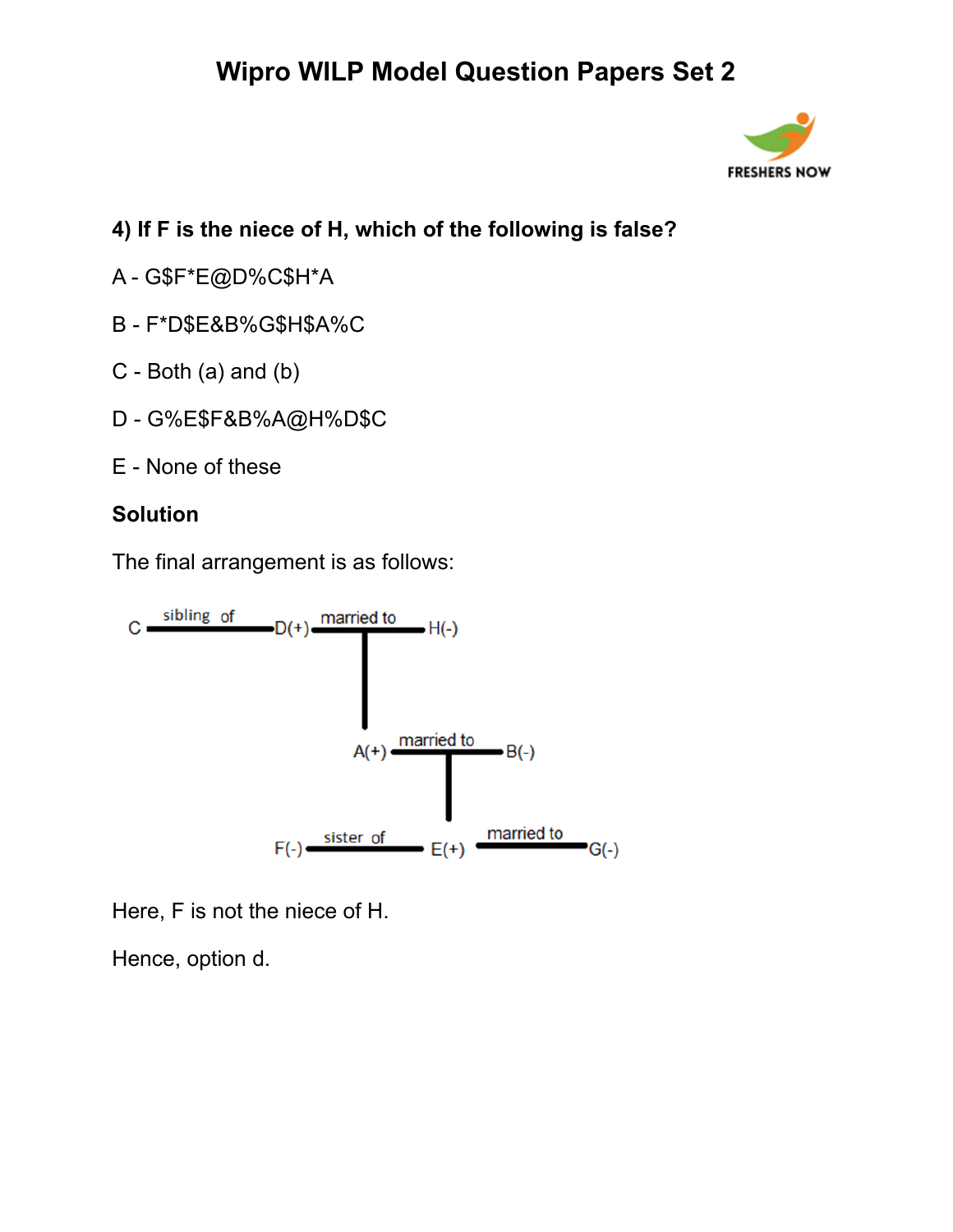# Wipro WILP Model Question Papers Set 2

**4) If F is the niece of H, which of the following is false?**

A - G$F*E@D%C$H*A

B - F*D$E&B%G$H$A%C

C - Both (a) and (b)

D - G%E$F&B%A@H%D$C

E - None of these

**Solution**

The final arrangement is as follows:

C —sibling of— D(+) —married to— H(-)

D(+) and H(-) → A(+)

A(+) —married to— B(-)

A(+) and B(-) → E(+)

F(-) —sister of— E(+) —married to— G(-)

Here, F is not the niece of H.

Hence, option d.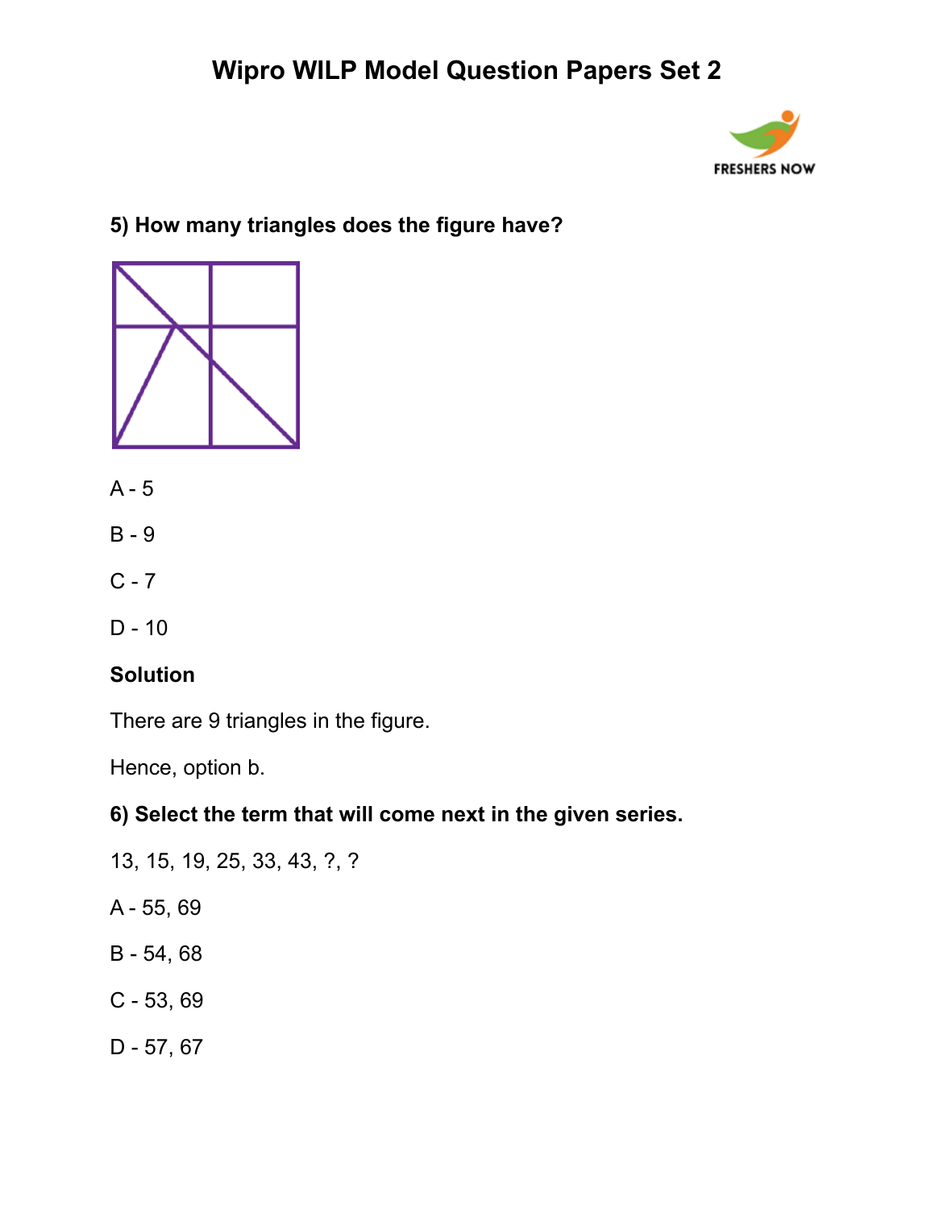**5) How many triangles does the figure have?**

A - 5

B - 9

C - 7

D - 10

**Solution**

There are 9 triangles in the figure.

Hence, option b.

**6) Select the term that will come next in the given series.**

13, 15, 19, 25, 33, 43, ?, ?

A - 55, 69

B - 54, 68

C - 53, 69

D - 57, 67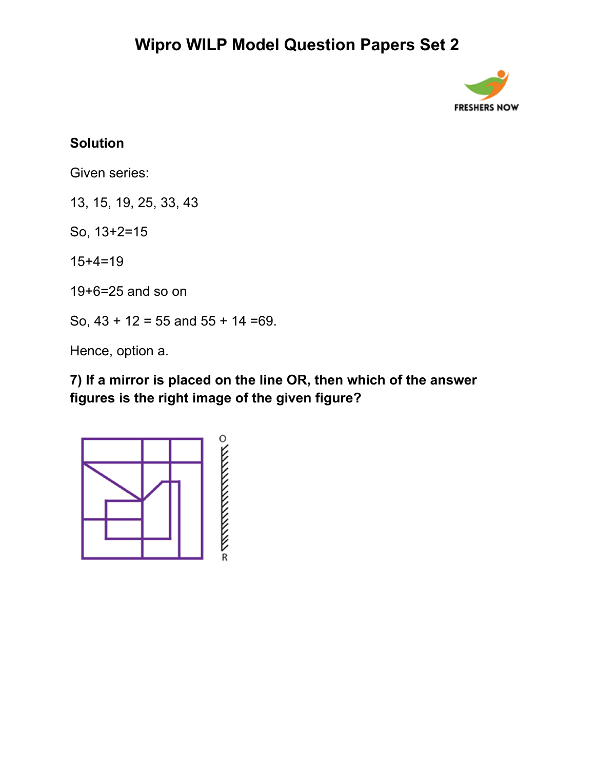**Solution**

Given series:

13, 15, 19, 25, 33, 43

So, 13+2=15

15+4=19

19+6=25 and so on

So, 43 + 12 = 55 and 55 + 14 =69.

Hence, option a.

**7) If a mirror is placed on the line OR, then which of the answer figures is the right image of the given figure?**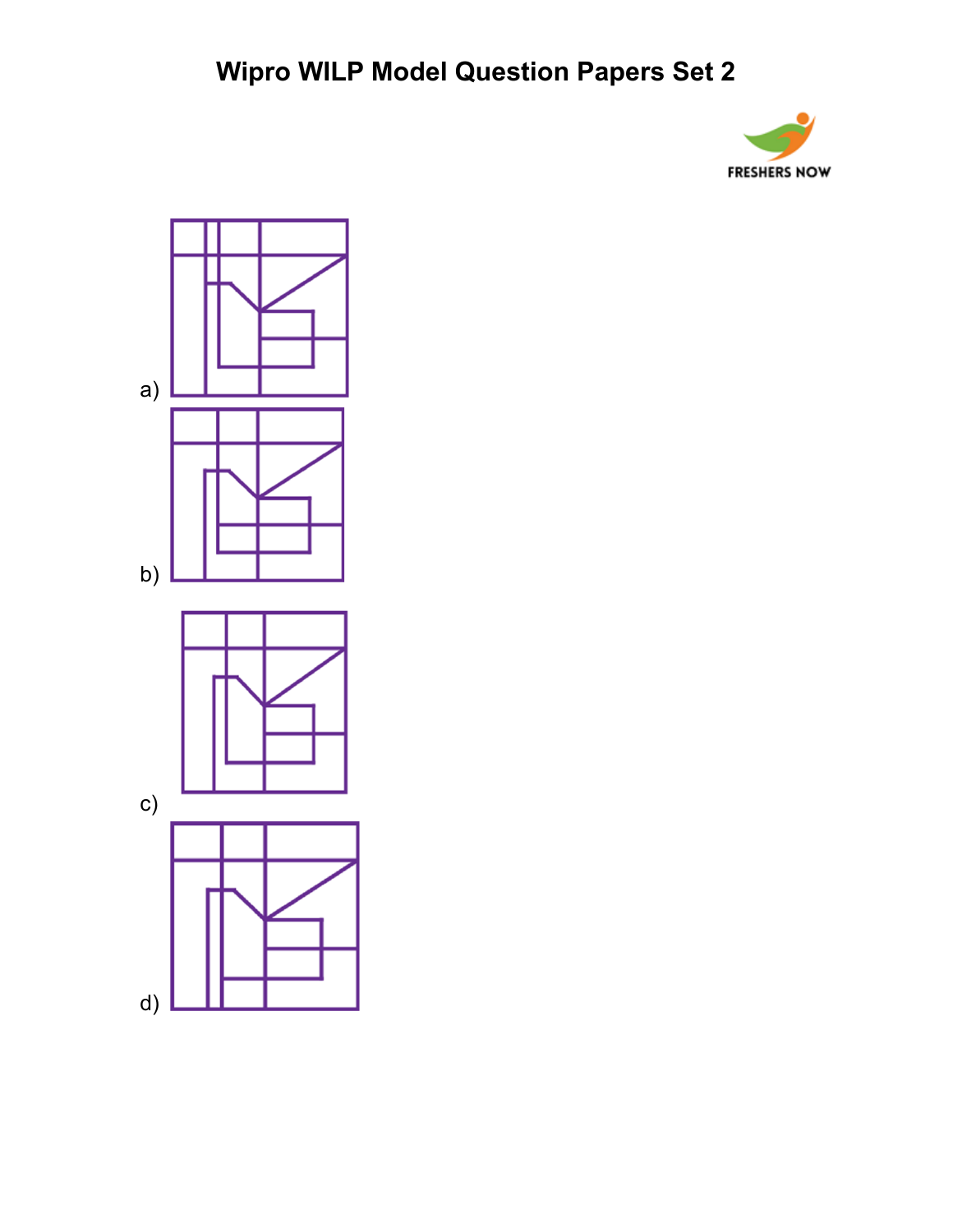a)

b)

c)

d)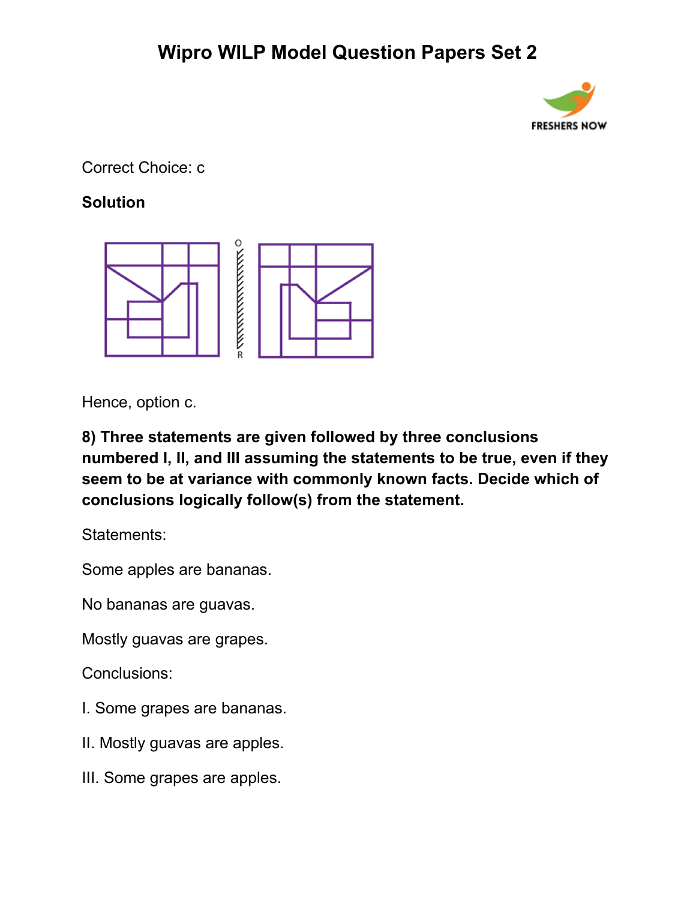Correct Choice: c

**Solution**

Hence, option c.

**8) Three statements are given followed by three conclusions numbered I, II, and III assuming the statements to be true, even if they seem to be at variance with commonly known facts. Decide which of conclusions logically follow(s) from the statement.**

Statements:

Some apples are bananas.

No bananas are guavas.

Mostly guavas are grapes.

Conclusions:

I. Some grapes are bananas.

II. Mostly guavas are apples.

III. Some grapes are apples.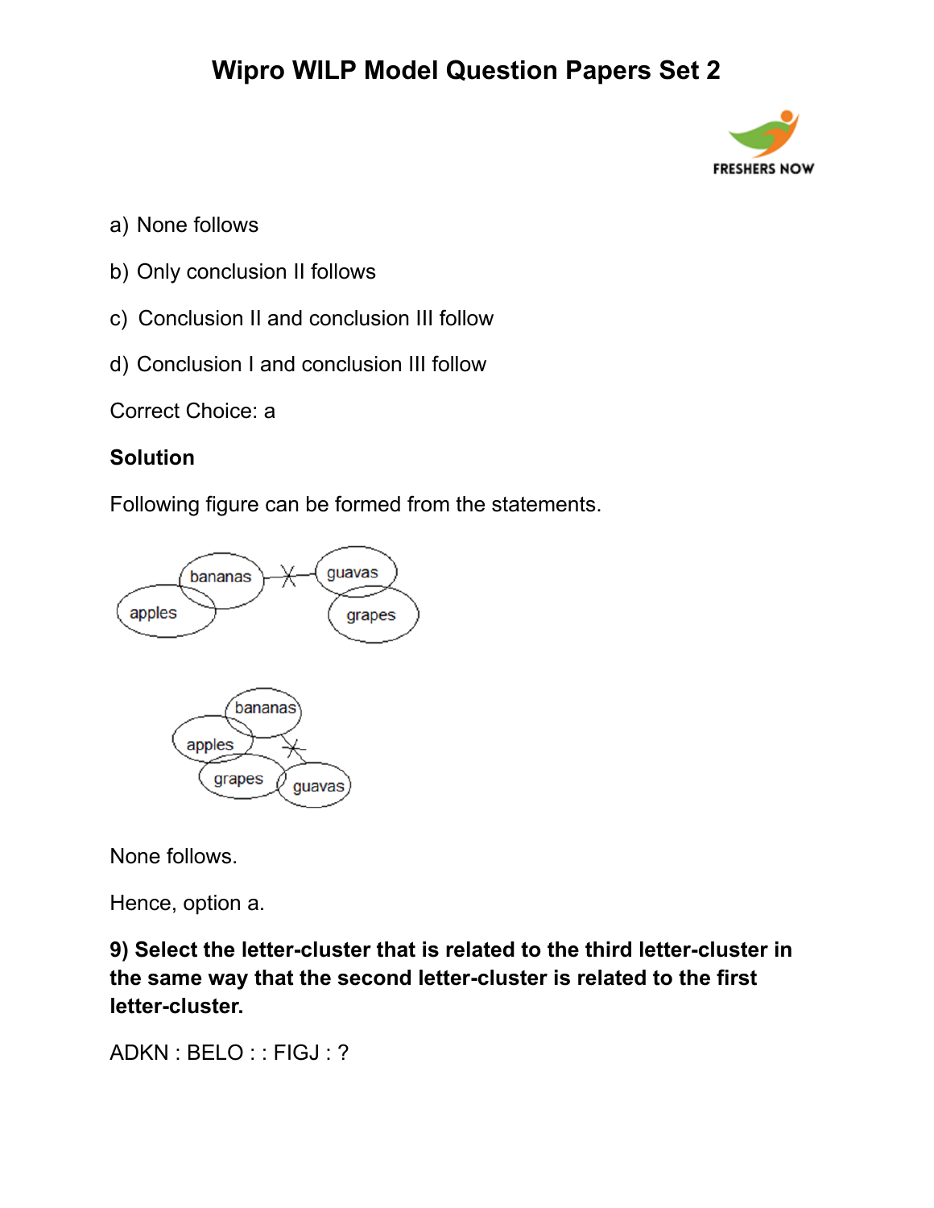a) None follows

b) Only conclusion II follows

c) Conclusion II and conclusion III follow

d) Conclusion I and conclusion III follow

Correct Choice: a

**Solution**

Following figure can be formed from the statements.

None follows.

Hence, option a.

**9) Select the letter-cluster that is related to the third letter-cluster in the same way that the second letter-cluster is related to the first letter-cluster.**

ADKN : BELO : : FIGJ : ?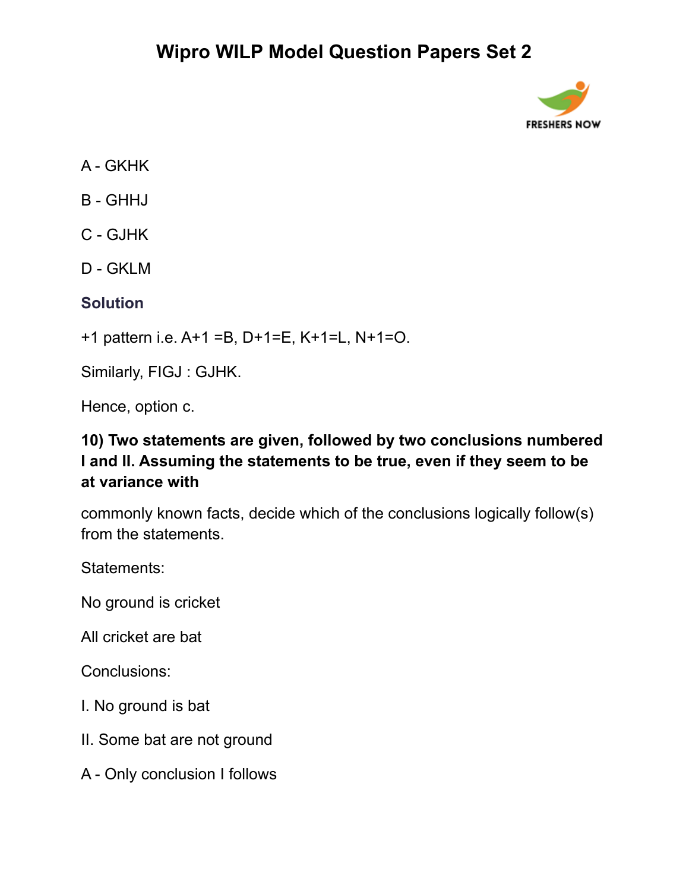A - GKHK

B - GHHJ

C - GJHK

D - GKLM

**Solution**

+1 pattern i.e. A+1 =B, D+1=E, K+1=L, N+1=O.

Similarly, FIGJ : GJHK.

Hence, option c.

**10) Two statements are given, followed by two conclusions numbered I and II. Assuming the statements to be true, even if they seem to be at variance with**

commonly known facts, decide which of the conclusions logically follow(s) from the statements.

Statements:

No ground is cricket

All cricket are bat

Conclusions:

I. No ground is bat

II. Some bat are not ground

A - Only conclusion I follows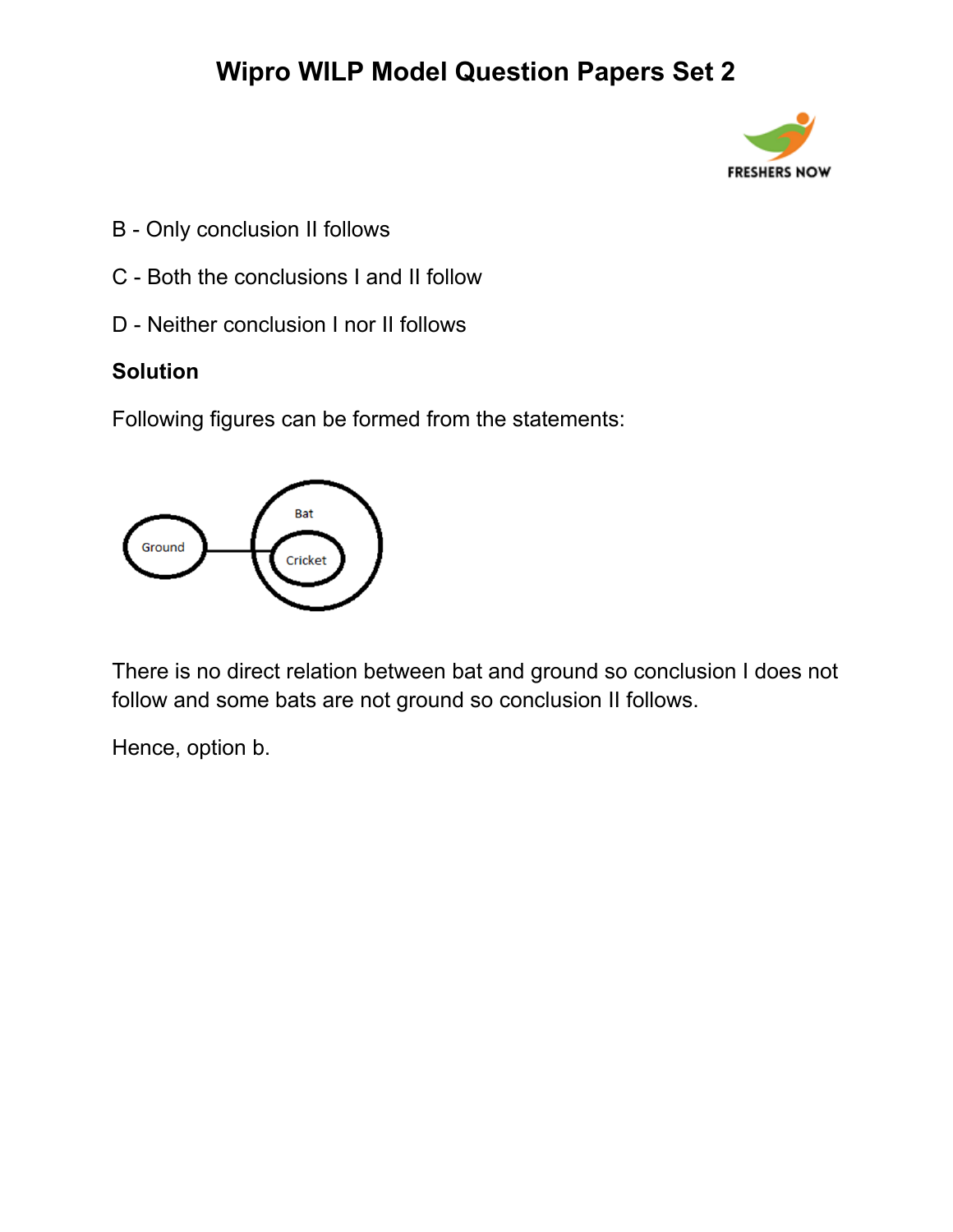B - Only conclusion II follows

C - Both the conclusions I and II follow

D - Neither conclusion I nor II follows

**Solution**

Following figures can be formed from the statements:

There is no direct relation between bat and ground so conclusion I does not follow and some bats are not ground so conclusion II follows.

Hence, option b.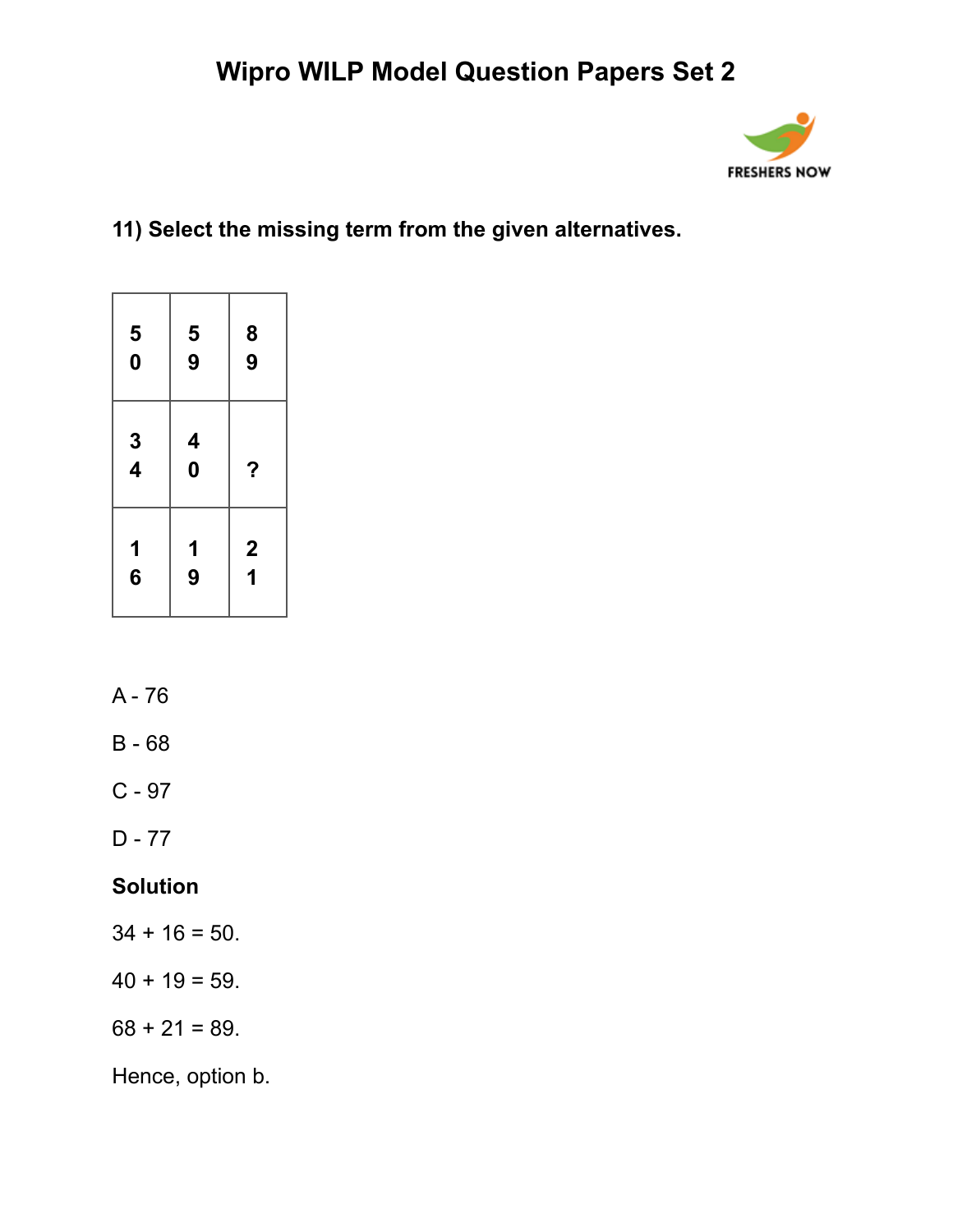# Wipro WILP Model Question Papers Set 2

**11) Select the missing term from the given alternatives.**

| | | |
|---|---|---|
| 50 | 59 | 89 |
| 34 | 40 | ? |
| 16 | 19 | 21 |

A - 76

B - 68

C - 97

D - 77

**Solution**

34 + 16 = 50.

40 + 19 = 59.

68 + 21 = 89.

Hence, option b.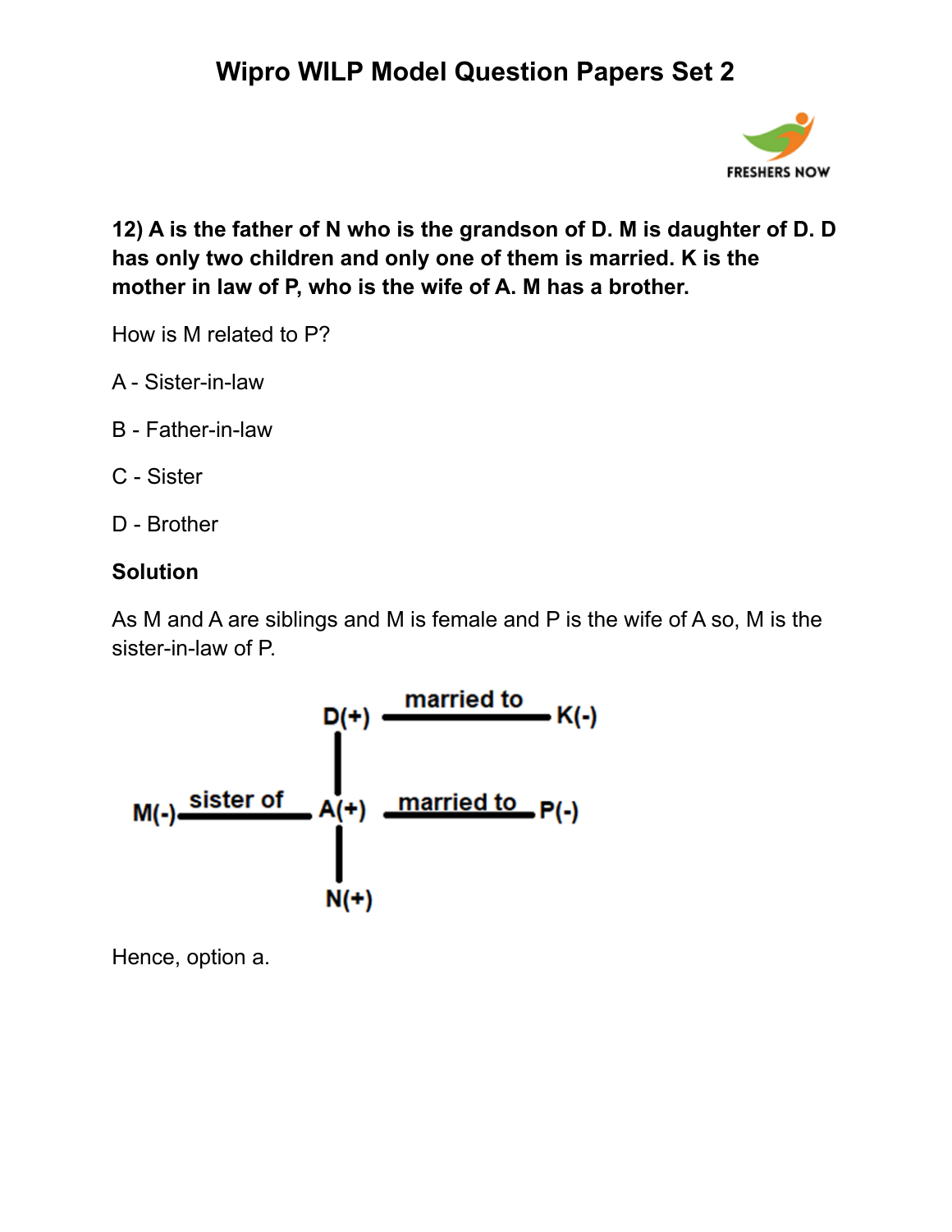**12) A is the father of N who is the grandson of D. M is daughter of D. D has only two children and only one of them is married. K is the mother in law of P, who is the wife of A. M has a brother.**

How is M related to P?

A - Sister-in-law

B - Father-in-law

C - Sister

D - Brother

**Solution**

As M and A are siblings and M is female and P is the wife of A so, M is the sister-in-law of P.

D(+) —— married to —— K(-)

M(-) —— sister of —— A(+) —— married to —— P(-)

N(+)

Hence, option a.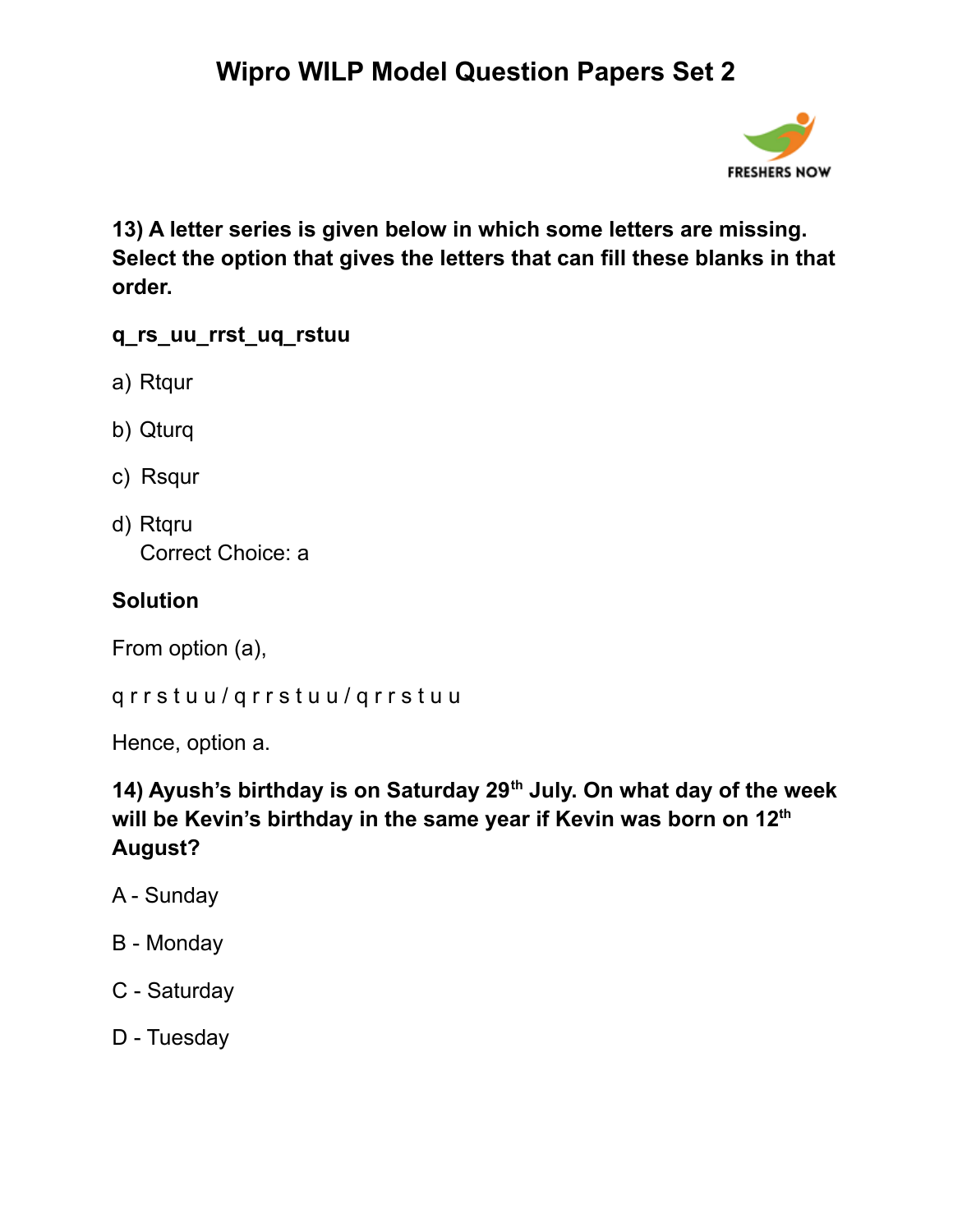**13) A letter series is given below in which some letters are missing. Select the option that gives the letters that can fill these blanks in that order.**

**q_rs_uu_rrst_uq_rstuu**

a) Rtqur

b) Qturq

c) Rsqur

d) Rtqru
   Correct Choice: a

**Solution**

From option (a),

q r r s t u u / q r r s t u u / q r r s t u u

Hence, option a.

**14) Ayush's birthday is on Saturday 29th July. On what day of the week will be Kevin's birthday in the same year if Kevin was born on 12th August?**

A - Sunday

B - Monday

C - Saturday

D - Tuesday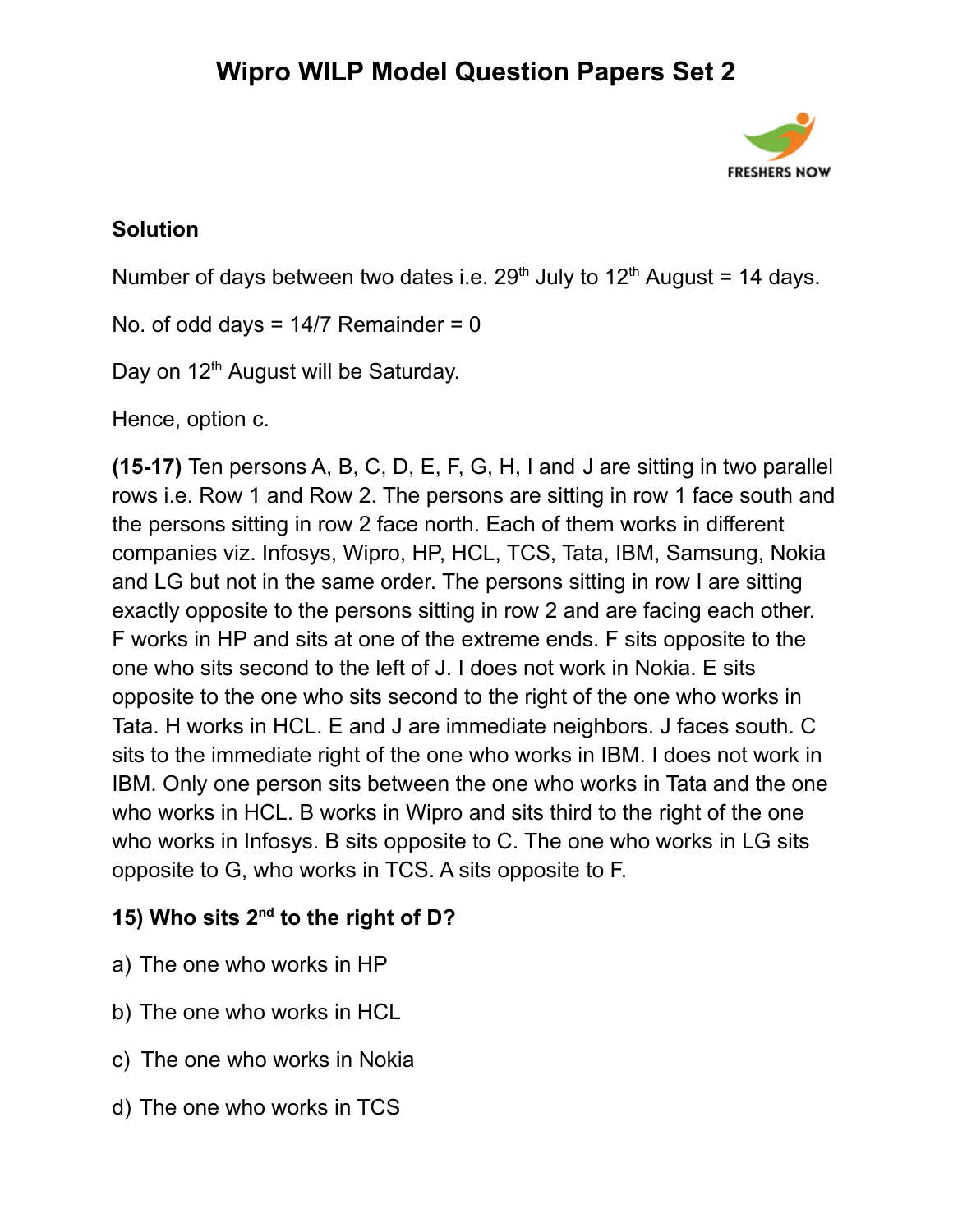**Solution**

Number of days between two dates i.e. 29th July to 12th August = 14 days.

No. of odd days = 14/7 Remainder = 0

Day on 12th August will be Saturday.

Hence, option c.

**(15-17)** Ten persons A, B, C, D, E, F, G, H, I and J are sitting in two parallel rows i.e. Row 1 and Row 2. The persons are sitting in row 1 face south and the persons sitting in row 2 face north. Each of them works in different companies viz. Infosys, Wipro, HP, HCL, TCS, Tata, IBM, Samsung, Nokia and LG but not in the same order. The persons sitting in row I are sitting exactly opposite to the persons sitting in row 2 and are facing each other. F works in HP and sits at one of the extreme ends. F sits opposite to the one who sits second to the left of J. I does not work in Nokia. E sits opposite to the one who sits second to the right of the one who works in Tata. H works in HCL. E and J are immediate neighbors. J faces south. C sits to the immediate right of the one who works in IBM. I does not work in IBM. Only one person sits between the one who works in Tata and the one who works in HCL. B works in Wipro and sits third to the right of the one who works in Infosys. B sits opposite to C. The one who works in LG sits opposite to G, who works in TCS. A sits opposite to F.

**15) Who sits 2nd to the right of D?**

a) The one who works in HP

b) The one who works in HCL

c) The one who works in Nokia

d) The one who works in TCS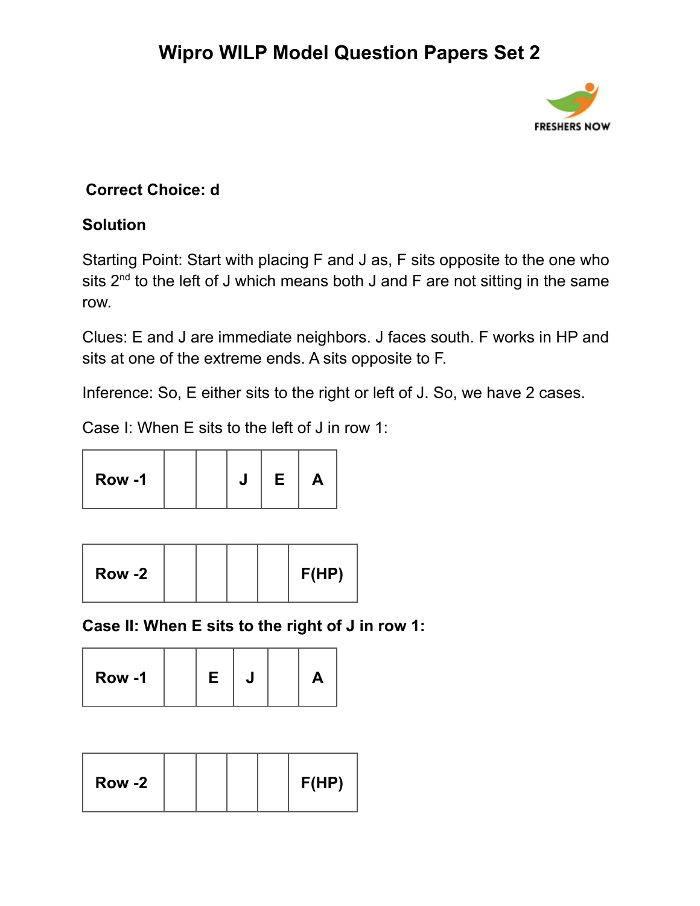**Correct Choice: d**

**Solution**

Starting Point: Start with placing F and J as, F sits opposite to the one who sits 2nd to the left of J which means both J and F are not sitting in the same row.

Clues: E and J are immediate neighbors. J faces south. F works in HP and sits at one of the extreme ends. A sits opposite to F.

Inference: So, E either sits to the right or left of J. So, we have 2 cases.

Case I: When E sits to the left of J in row 1:

| Row -1 | | | J | E | A |
|---|---|---|---|---|---|

| Row -2 | | | | | F(HP) |
|---|---|---|---|---|---|

**Case II: When E sits to the right of J in row 1:**

| Row -1 | | E | J | | A |
|---|---|---|---|---|---|

| Row -2 | | | | | F(HP) |
|---|---|---|---|---|---|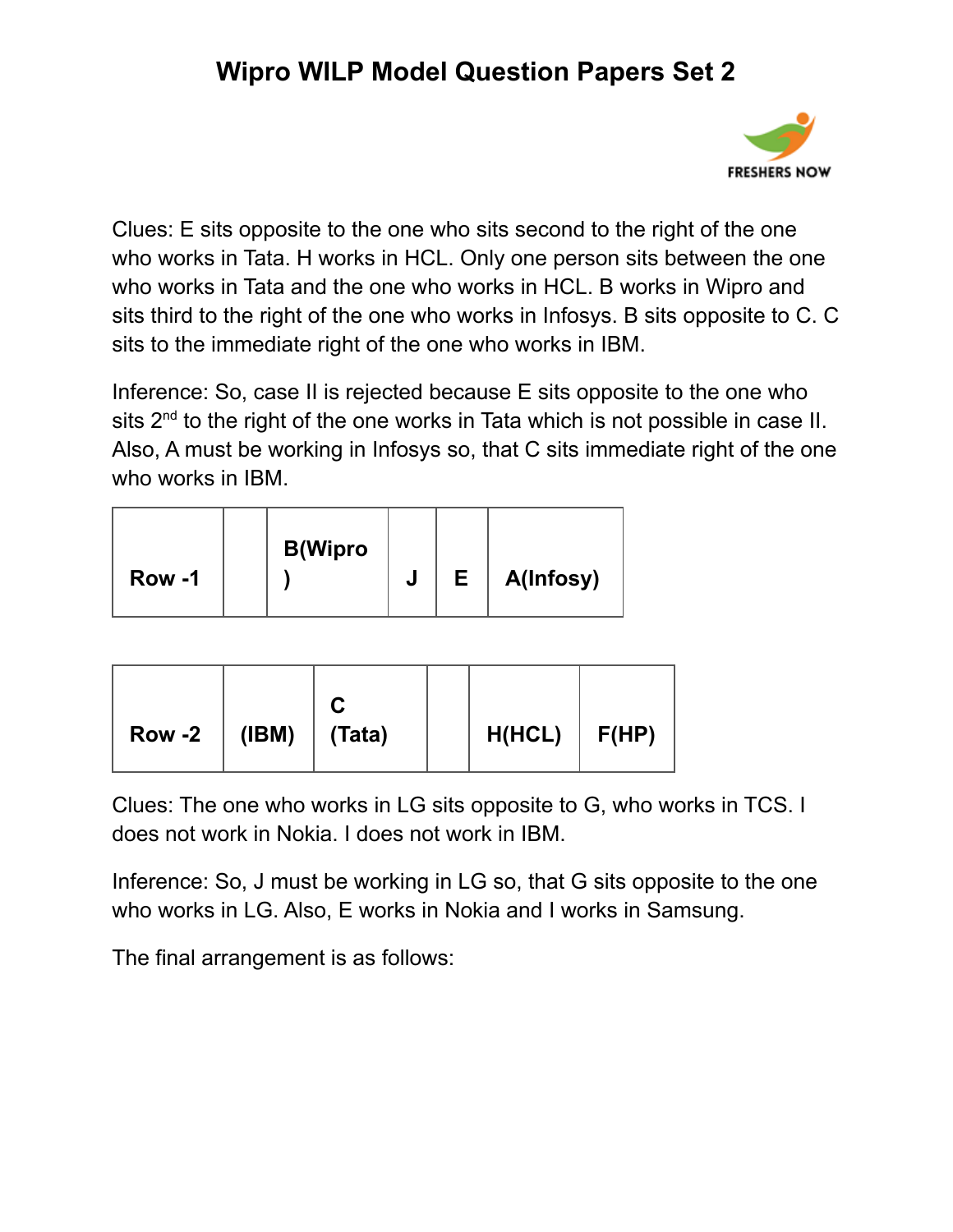Clues: E sits opposite to the one who sits second to the right of the one who works in Tata. H works in HCL. Only one person sits between the one who works in Tata and the one who works in HCL. B works in Wipro and sits third to the right of the one who works in Infosys. B sits opposite to C. C sits to the immediate right of the one who works in IBM.

Inference: So, case II is rejected because E sits opposite to the one who sits 2nd to the right of the one works in Tata which is not possible in case II. Also, A must be working in Infosys so, that C sits immediate right of the one who works in IBM.

| Row -1 | | B(Wipro) | J | E | A(Infosy) |
|---|---|---|---|---|---|

| Row -2 | (IBM) | C (Tata) | | H(HCL) | F(HP) |
|---|---|---|---|---|---|

Clues: The one who works in LG sits opposite to G, who works in TCS. I does not work in Nokia. I does not work in IBM.

Inference: So, J must be working in LG so, that G sits opposite to the one who works in LG. Also, E works in Nokia and I works in Samsung.

The final arrangement is as follows: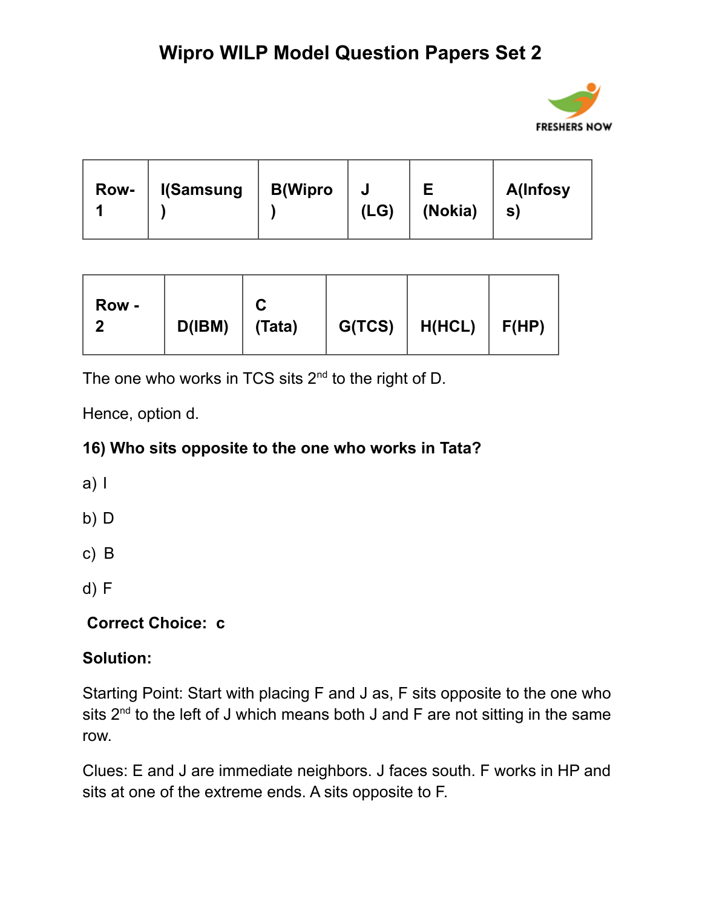| Row-1 | I(Samsung) | B(Wipro) | J (LG) | E (Nokia) | A(Infosys) |
|---|---|---|---|---|---|

| Row - 2 | D(IBM) | C (Tata) | G(TCS) | H(HCL) | F(HP) |
|---|---|---|---|---|---|

The one who works in TCS sits 2nd to the right of D.

Hence, option d.

**16) Who sits opposite to the one who works in Tata?**

a) I

b) D

c) B

d) F

**Correct Choice: c**

**Solution:**

Starting Point: Start with placing F and J as, F sits opposite to the one who sits 2nd to the left of J which means both J and F are not sitting in the same row.

Clues: E and J are immediate neighbors. J faces south. F works in HP and sits at one of the extreme ends. A sits opposite to F.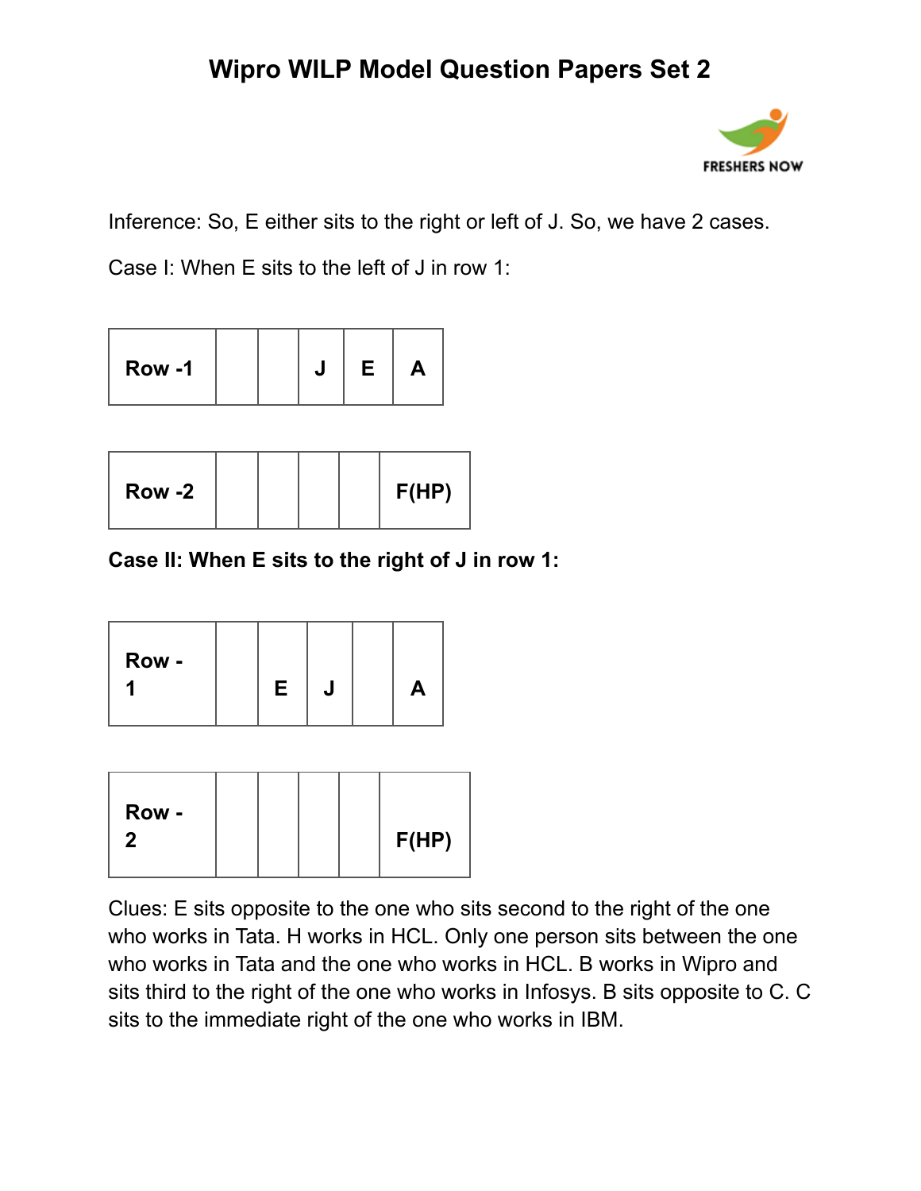Inference: So, E either sits to the right or left of J. So, we have 2 cases.

Case I: When E sits to the left of J in row 1:

| Row -1 | | | J | E | A |
|---|---|---|---|---|---|

| Row -2 | | | | | F(HP) |
|---|---|---|---|---|---|

**Case II: When E sits to the right of J in row 1:**

| Row - 1 | | E | J | | A |
|---|---|---|---|---|---|

| Row - 2 | | | | | F(HP) |
|---|---|---|---|---|---|

Clues: E sits opposite to the one who sits second to the right of the one who works in Tata. H works in HCL. Only one person sits between the one who works in Tata and the one who works in HCL. B works in Wipro and sits third to the right of the one who works in Infosys. B sits opposite to C. C sits to the immediate right of the one who works in IBM.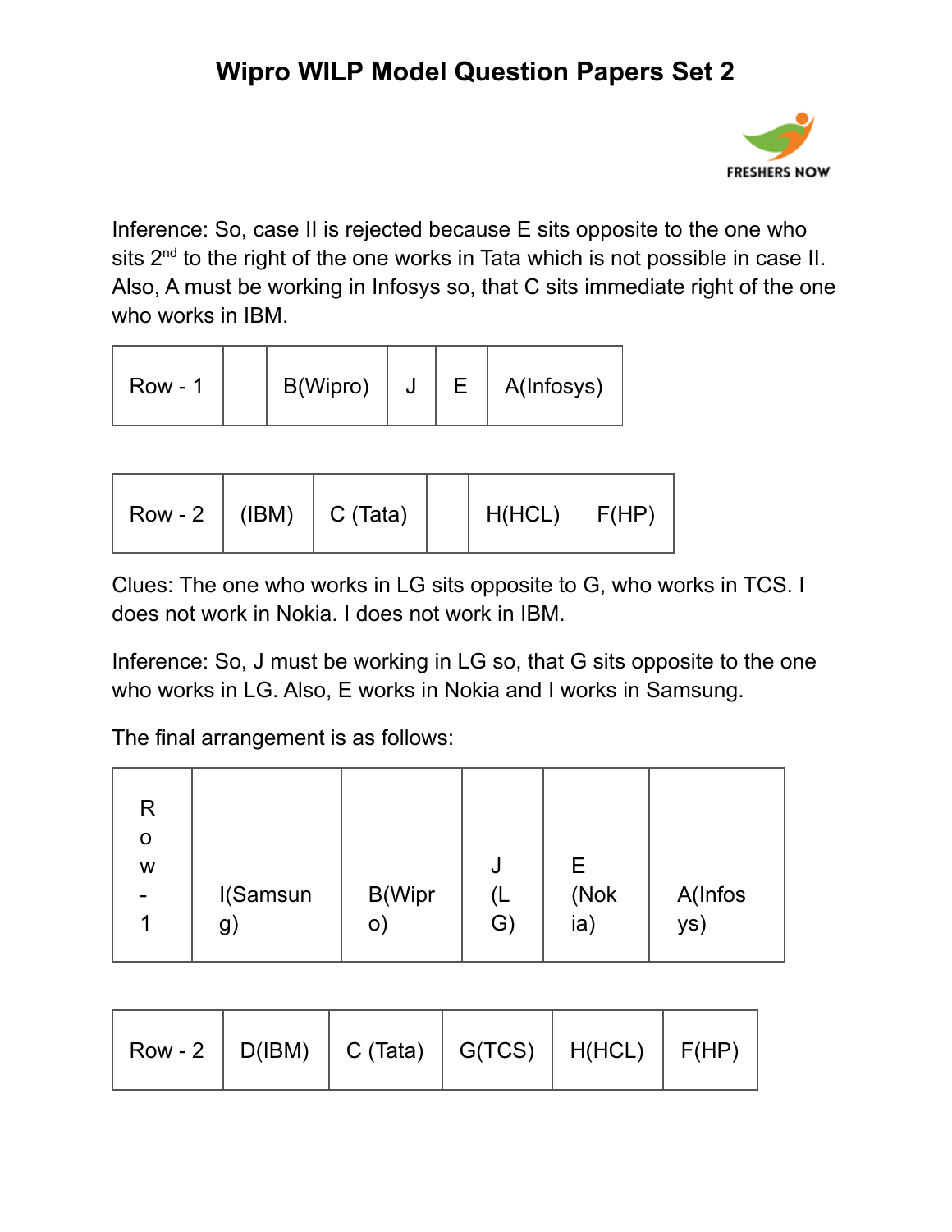Inference: So, case II is rejected because E sits opposite to the one who sits 2nd to the right of the one works in Tata which is not possible in case II. Also, A must be working in Infosys so, that C sits immediate right of the one who works in IBM.

| Row - 1 | | B(Wipro) | J | E | A(Infosys) |
|---|---|---|---|---|---|

| Row - 2 | (IBM) | C (Tata) | | H(HCL) | F(HP) |
|---|---|---|---|---|---|

Clues: The one who works in LG sits opposite to G, who works in TCS. I does not work in Nokia. I does not work in IBM.

Inference: So, J must be working in LG so, that G sits opposite to the one who works in LG. Also, E works in Nokia and I works in Samsung.

The final arrangement is as follows:

| Row - 1 | I(Samsung) | B(Wipro) | J (LG) | E (Nokia) | A(Infosys) |
|---|---|---|---|---|---|

| Row - 2 | D(IBM) | C (Tata) | G(TCS) | H(HCL) | F(HP) |
|---|---|---|---|---|---|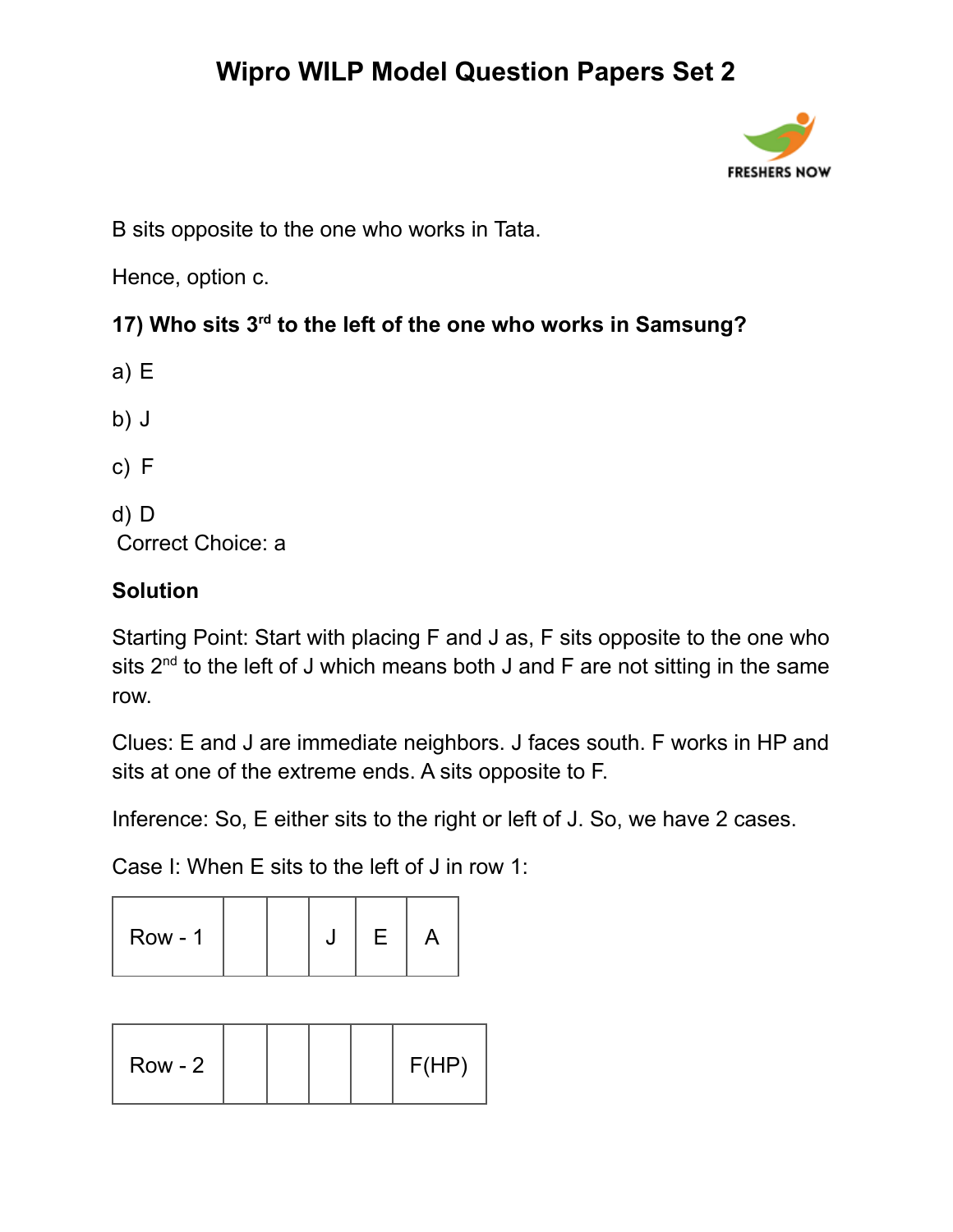B sits opposite to the one who works in Tata.

Hence, option c.

**17) Who sits 3rd to the left of the one who works in Samsung?**

a) E

b) J

c) F

d) D

Correct Choice: a

**Solution**

Starting Point: Start with placing F and J as, F sits opposite to the one who sits 2nd to the left of J which means both J and F are not sitting in the same row.

Clues: E and J are immediate neighbors. J faces south. F works in HP and sits at one of the extreme ends. A sits opposite to F.

Inference: So, E either sits to the right or left of J. So, we have 2 cases.

Case I: When E sits to the left of J in row 1:

| Row - 1 | | | J | E | A |
|---|---|---|---|---|---|

| Row - 2 | | | | | F(HP) |
|---|---|---|---|---|---|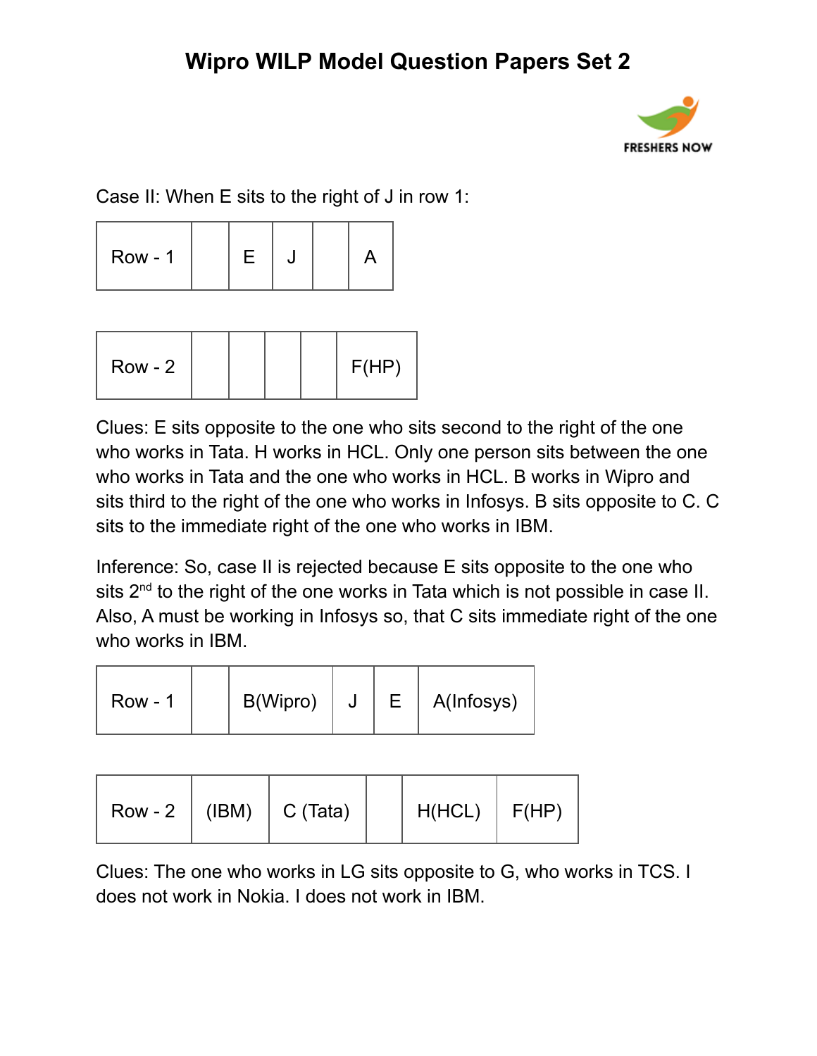Case II: When E sits to the right of J in row 1:

| Row - 1 | | E | J | | A |
|---|---|---|---|---|---|

| Row - 2 | | | | | F(HP) |
|---|---|---|---|---|---|

Clues: E sits opposite to the one who sits second to the right of the one who works in Tata. H works in HCL. Only one person sits between the one who works in Tata and the one who works in HCL. B works in Wipro and sits third to the right of the one who works in Infosys. B sits opposite to C. C sits to the immediate right of the one who works in IBM.

Inference: So, case II is rejected because E sits opposite to the one who sits 2nd to the right of the one works in Tata which is not possible in case II. Also, A must be working in Infosys so, that C sits immediate right of the one who works in IBM.

| Row - 1 | | B(Wipro) | J | E | A(Infosys) |
|---|---|---|---|---|---|

| Row - 2 | (IBM) | C (Tata) | | H(HCL) | F(HP) |
|---|---|---|---|---|---|

Clues: The one who works in LG sits opposite to G, who works in TCS. I does not work in Nokia. I does not work in IBM.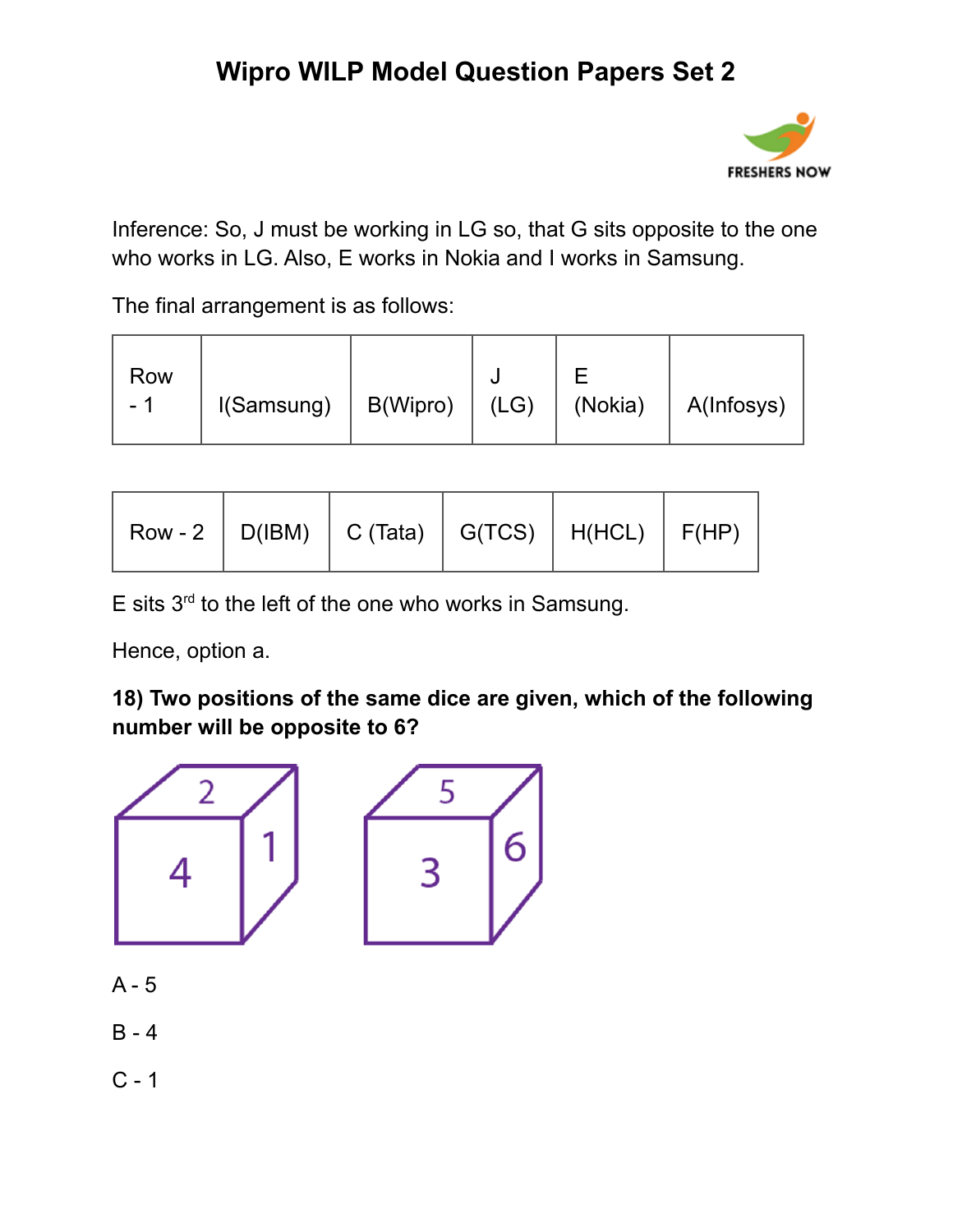Inference: So, J must be working in LG so, that G sits opposite to the one who works in LG. Also, E works in Nokia and I works in Samsung.

The final arrangement is as follows:

| Row - 1 | I(Samsung) | B(Wipro) | J (LG) | E (Nokia) | A(Infosys) |
|---|---|---|---|---|---|

| Row - 2 | D(IBM) | C (Tata) | G(TCS) | H(HCL) | F(HP) |
|---|---|---|---|---|---|

E sits 3rd to the left of the one who works in Samsung.

Hence, option a.

**18) Two positions of the same dice are given, which of the following number will be opposite to 6?**

A - 5

B - 4

C - 1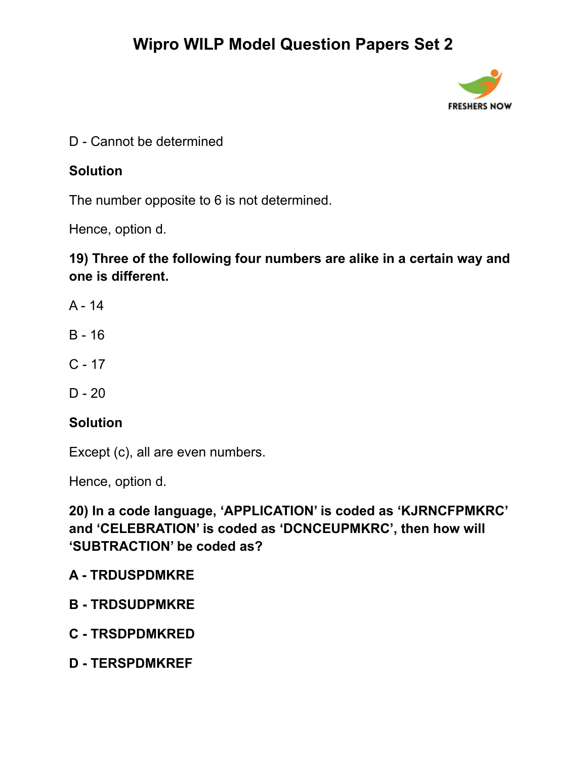D - Cannot be determined

**Solution**

The number opposite to 6 is not determined.

Hence, option d.

**19) Three of the following four numbers are alike in a certain way and one is different.**

A - 14

B - 16

C - 17

D - 20

**Solution**

Except (c), all are even numbers.

Hence, option d.

**20) In a code language, ‘APPLICATION’ is coded as ‘KJRNCFPMKRC’ and ‘CELEBRATION’ is coded as ‘DCNCEUPMKRC’, then how will ‘SUBTRACTION’ be coded as?**

**A - TRDUSPDMKRE**

**B - TRDSUDPMKRE**

**C - TRSDPDMKRED**

**D - TERSPDMKREF**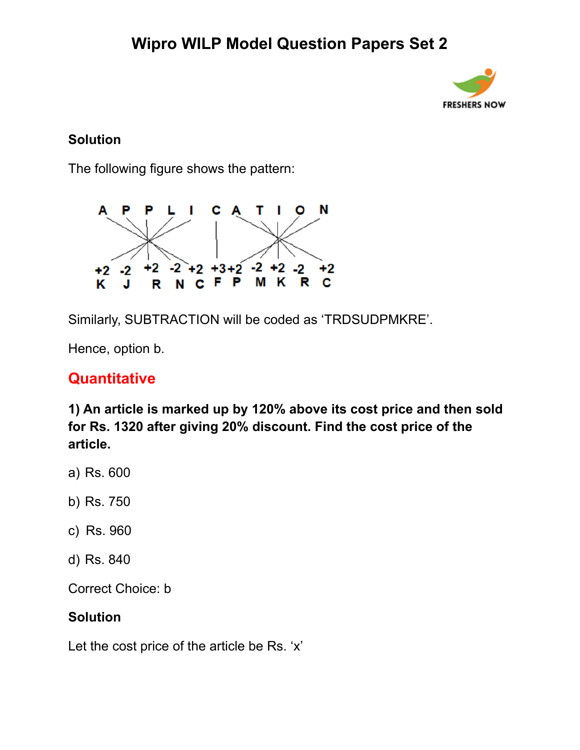**Solution**

The following figure shows the pattern:

```
A  P  P  L  I  C  A  T  I  O  N

+2 -2 +2 -2 +2 +3 +2 -2 +2 -2 +2
K  J  R  N  C  F  P  M  K  R  C
```

Similarly, SUBTRACTION will be coded as ‘TRDSUDPMKRE’.

Hence, option b.

## Quantitative

**1) An article is marked up by 120% above its cost price and then sold for Rs. 1320 after giving 20% discount. Find the cost price of the article.**

a) Rs. 600

b) Rs. 750

c) Rs. 960

d) Rs. 840

Correct Choice: b

**Solution**

Let the cost price of the article be Rs. ‘x’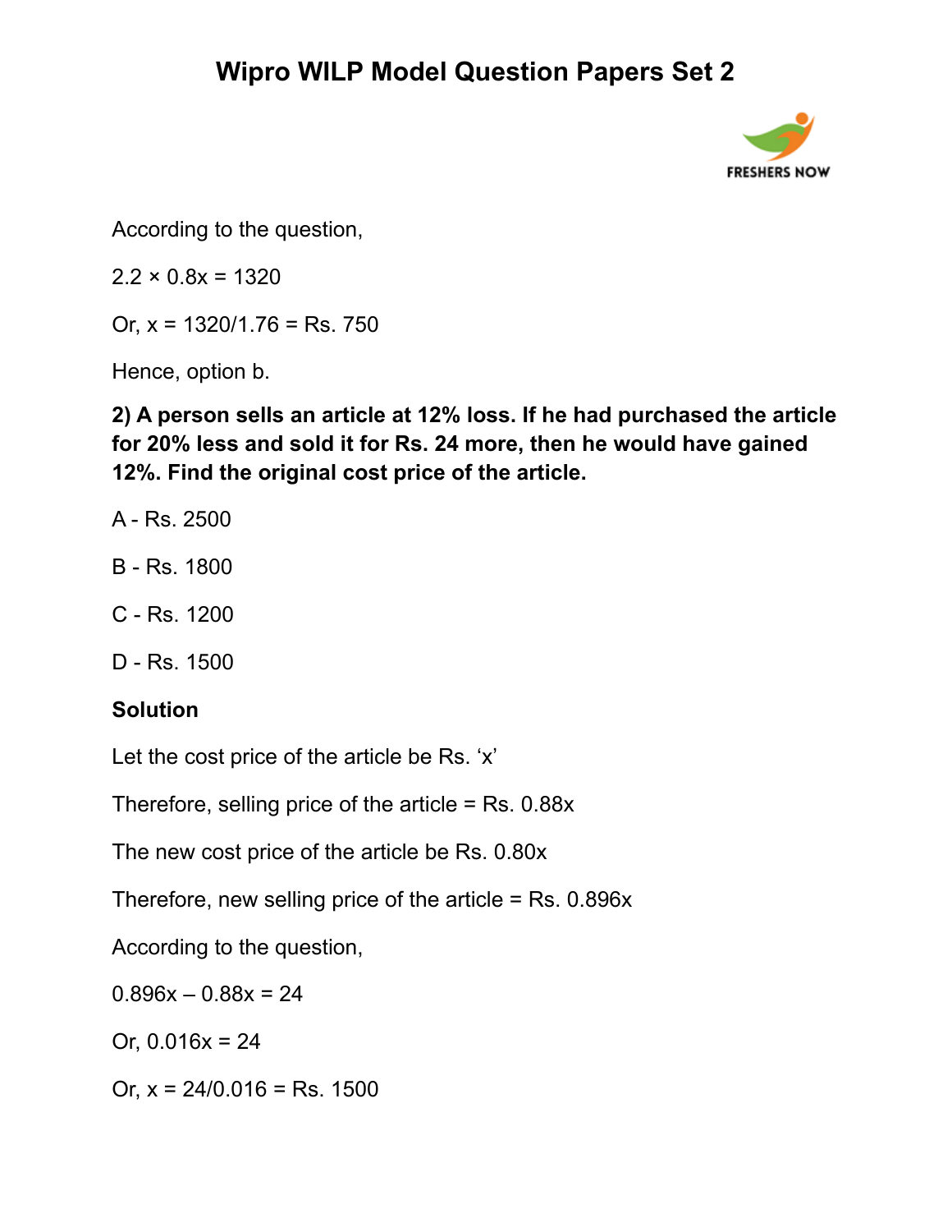According to the question,

$2.2 \times 0.8x = 1320$

Or, $x = 1320/1.76 =$ Rs. 750

Hence, option b.

**2) A person sells an article at 12% loss. If he had purchased the article for 20% less and sold it for Rs. 24 more, then he would have gained 12%. Find the original cost price of the article.**

A - Rs. 2500

B - Rs. 1800

C - Rs. 1200

D - Rs. 1500

**Solution**

Let the cost price of the article be Rs. ‘x’

Therefore, selling price of the article = Rs. $0.88x$

The new cost price of the article be Rs. $0.80x$

Therefore, new selling price of the article = Rs. $0.896x$

According to the question,

$0.896x – 0.88x = 24$

Or, $0.016x = 24$

Or, $x = 24/0.016 =$ Rs. 1500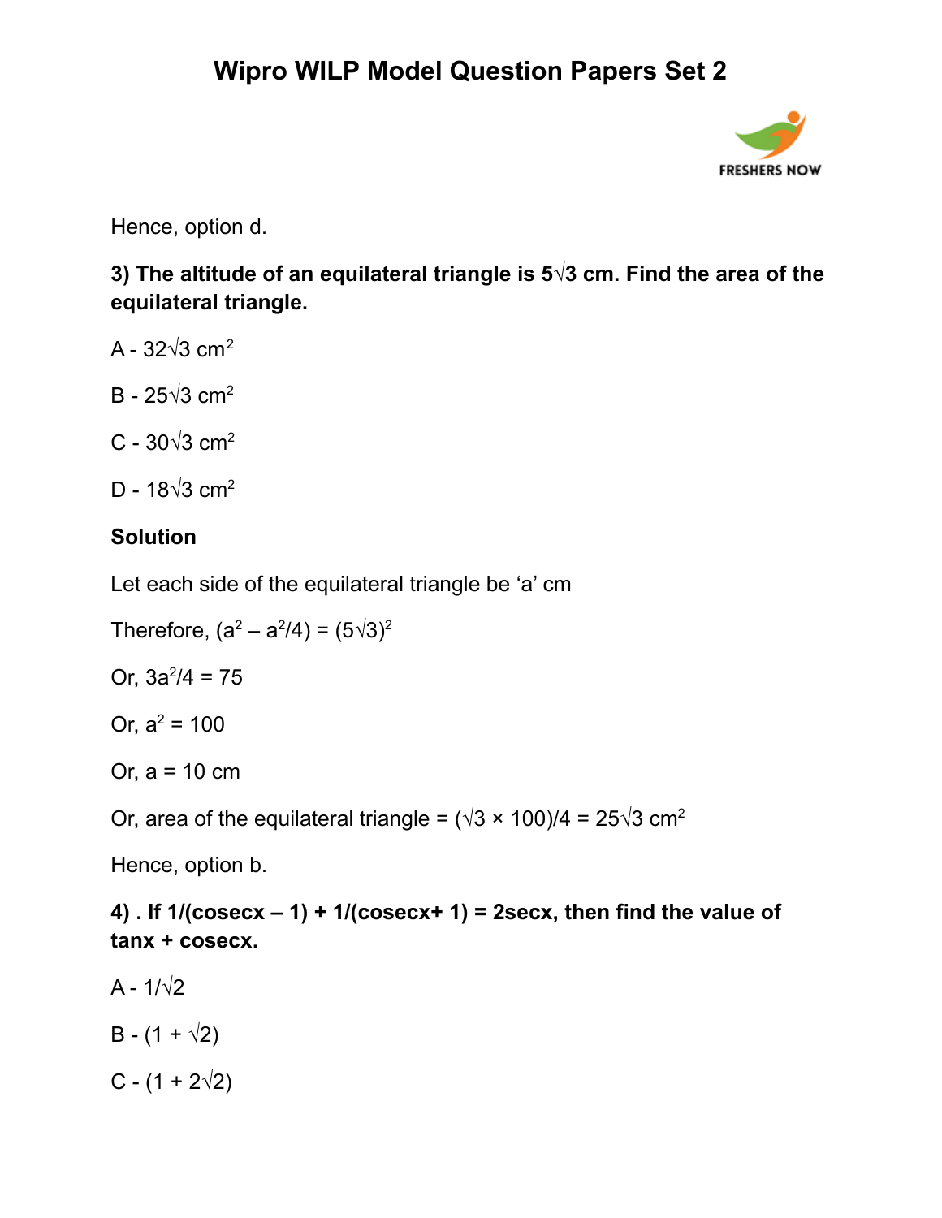Hence, option d.

**3) The altitude of an equilateral triangle is $5\sqrt{3}$ cm. Find the area of the equilateral triangle.**

A - $32\sqrt{3}$ cm$^2$

B - $25\sqrt{3}$ cm$^2$

C - $30\sqrt{3}$ cm$^2$

D - $18\sqrt{3}$ cm$^2$

**Solution**

Let each side of the equilateral triangle be 'a' cm

Therefore, $(a^2 – a^2/4) = (5\sqrt{3})^2$

Or, $3a^2/4 = 75$

Or, $a^2 = 100$

Or, a = 10 cm

Or, area of the equilateral triangle = $(\sqrt{3} \times 100)/4 = 25\sqrt{3}$ cm$^2$

Hence, option b.

**4) . If 1/(cosecx – 1) + 1/(cosecx+ 1) = 2secx, then find the value of tanx + cosecx.**

A - $1/\sqrt{2}$

B - $(1 + \sqrt{2})$

C - $(1 + 2\sqrt{2})$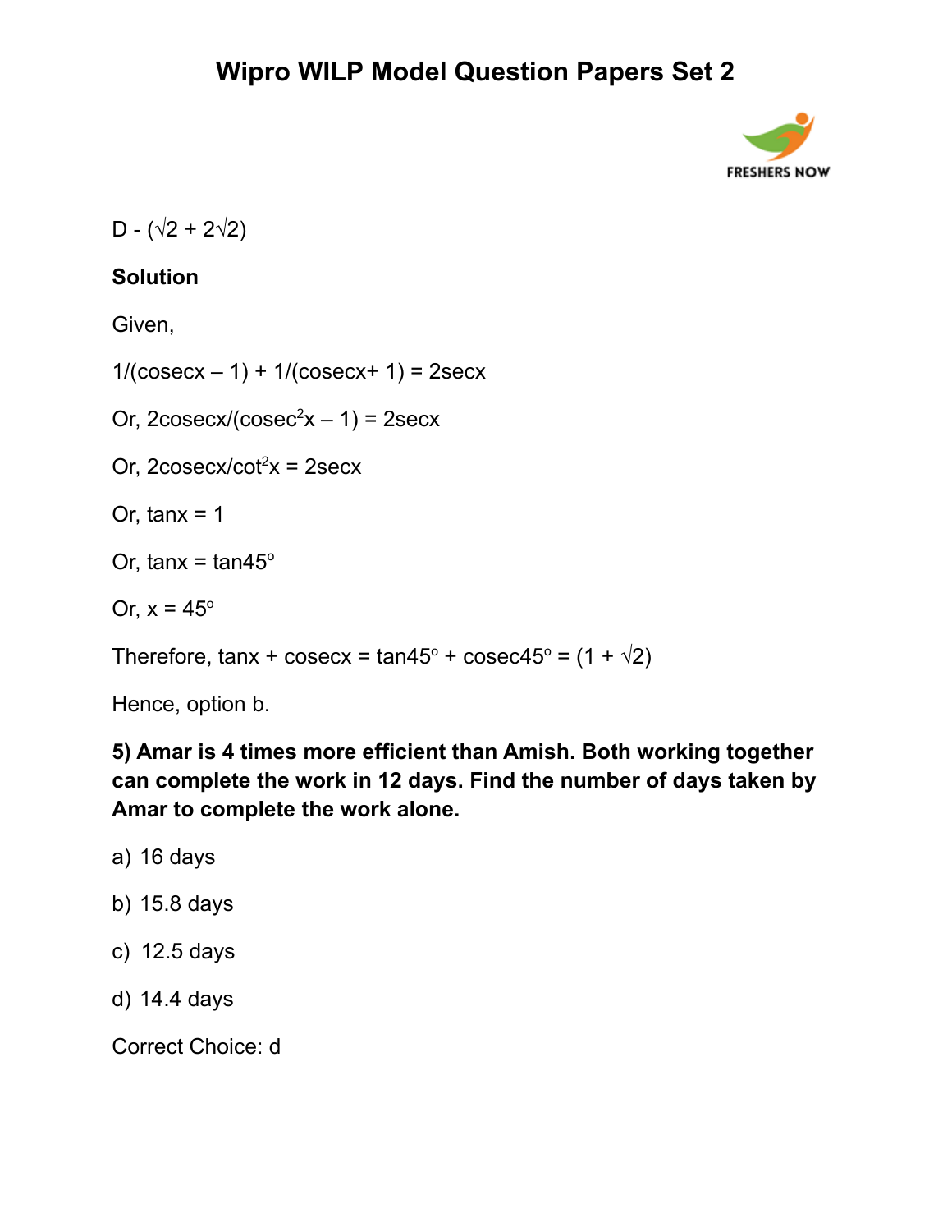D - ($\sqrt{2} + 2\sqrt{2}$)

**Solution**

Given,

$1/(\text{cosec}x – 1) + 1/(\text{cosec}x + 1) = 2\sec x$

Or, $2\text{cosec}x/(\text{cosec}^2x – 1) = 2\sec x$

Or, $2\text{cosec}x/\cot^2x = 2\sec x$

Or, $\tan x = 1$

Or, $\tan x = \tan 45^o$

Or, $x = 45^o$

Therefore, $\tan x + \text{cosec}x = \tan 45^o + \text{cosec}45^o = (1 + \sqrt{2})$

Hence, option b.

**5) Amar is 4 times more efficient than Amish. Both working together can complete the work in 12 days. Find the number of days taken by Amar to complete the work alone.**

a) 16 days

b) 15.8 days

c) 12.5 days

d) 14.4 days

Correct Choice: d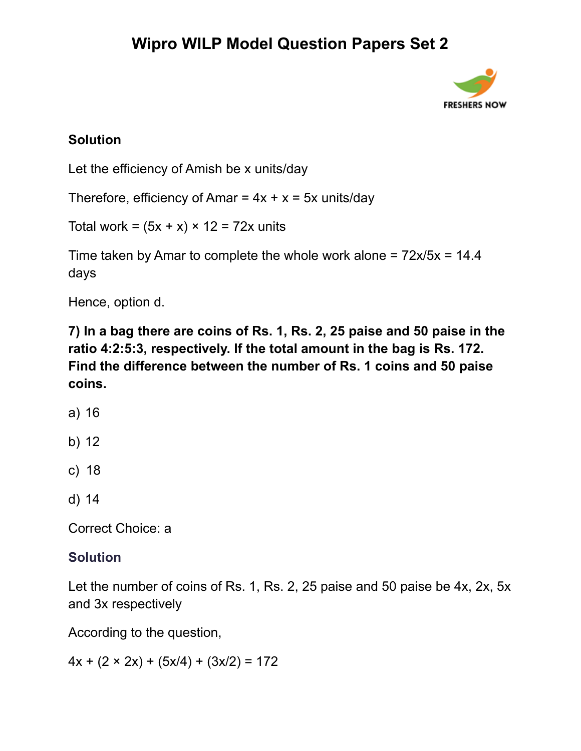**Solution**

Let the efficiency of Amish be x units/day

Therefore, efficiency of Amar = 4x + x = 5x units/day

Total work = (5x + x) × 12 = 72x units

Time taken by Amar to complete the whole work alone = 72x/5x = 14.4 days

Hence, option d.

**7) In a bag there are coins of Rs. 1, Rs. 2, 25 paise and 50 paise in the ratio 4:2:5:3, respectively. If the total amount in the bag is Rs. 172. Find the difference between the number of Rs. 1 coins and 50 paise coins.**

a) 16

b) 12

c) 18

d) 14

Correct Choice: a

**Solution**

Let the number of coins of Rs. 1, Rs. 2, 25 paise and 50 paise be 4x, 2x, 5x and 3x respectively

According to the question,

4x + (2 × 2x) + (5x/4) + (3x/2) = 172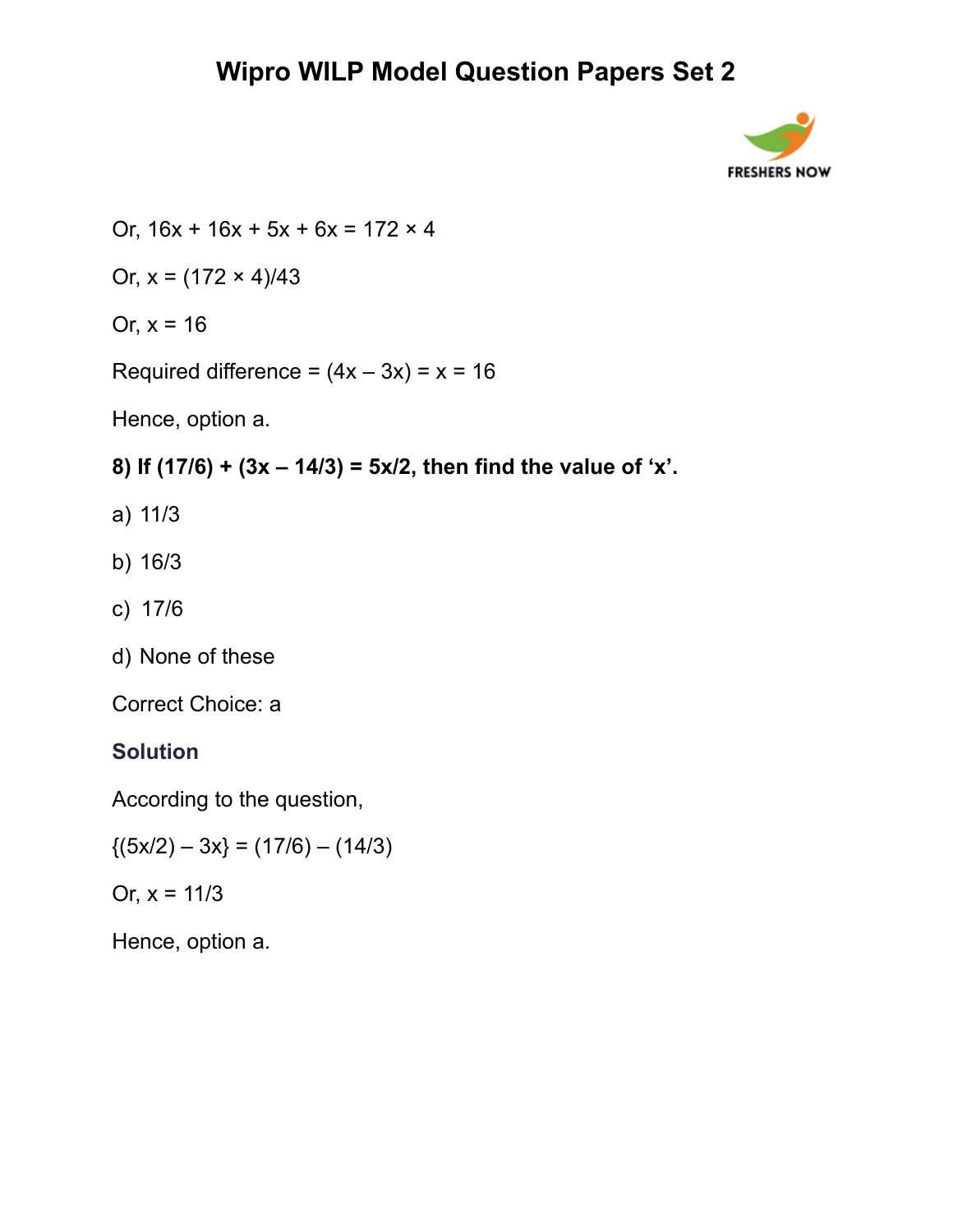Or, $16x + 16x + 5x + 6x = 172 \times 4$

Or, $x = (172 \times 4)/43$

Or, $x = 16$

Required difference = $(4x - 3x) = x = 16$

Hence, option a.

**8) If (17/6) + (3x – 14/3) = 5x/2, then find the value of ‘x’.**

a) 11/3

b) 16/3

c) 17/6

d) None of these

Correct Choice: a

**Solution**

According to the question,

$\{(5x/2) - 3x\} = (17/6) - (14/3)$

Or, $x = 11/3$

Hence, option a.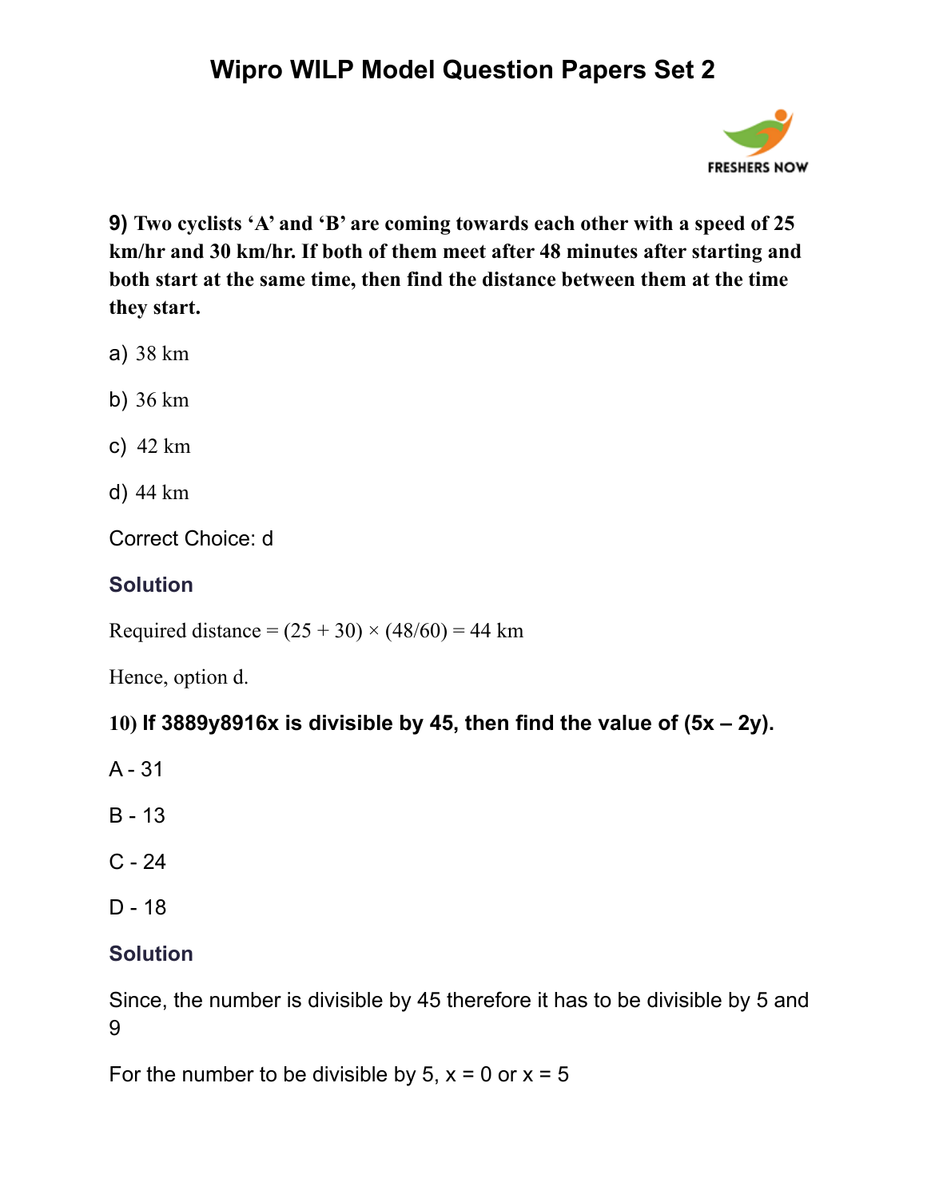**9) Two cyclists 'A' and 'B' are coming towards each other with a speed of 25 km/hr and 30 km/hr. If both of them meet after 48 minutes after starting and both start at the same time, then find the distance between them at the time they start.**

a) 38 km

b) 36 km

c) 42 km

d) 44 km

Correct Choice: d

### Solution

Required distance = (25 + 30) × (48/60) = 44 km

Hence, option d.

**10) If 3889y8916x is divisible by 45, then find the value of (5x – 2y).**

A - 31

B - 13

C - 24

D - 18

### Solution

Since, the number is divisible by 45 therefore it has to be divisible by 5 and 9

For the number to be divisible by 5, x = 0 or x = 5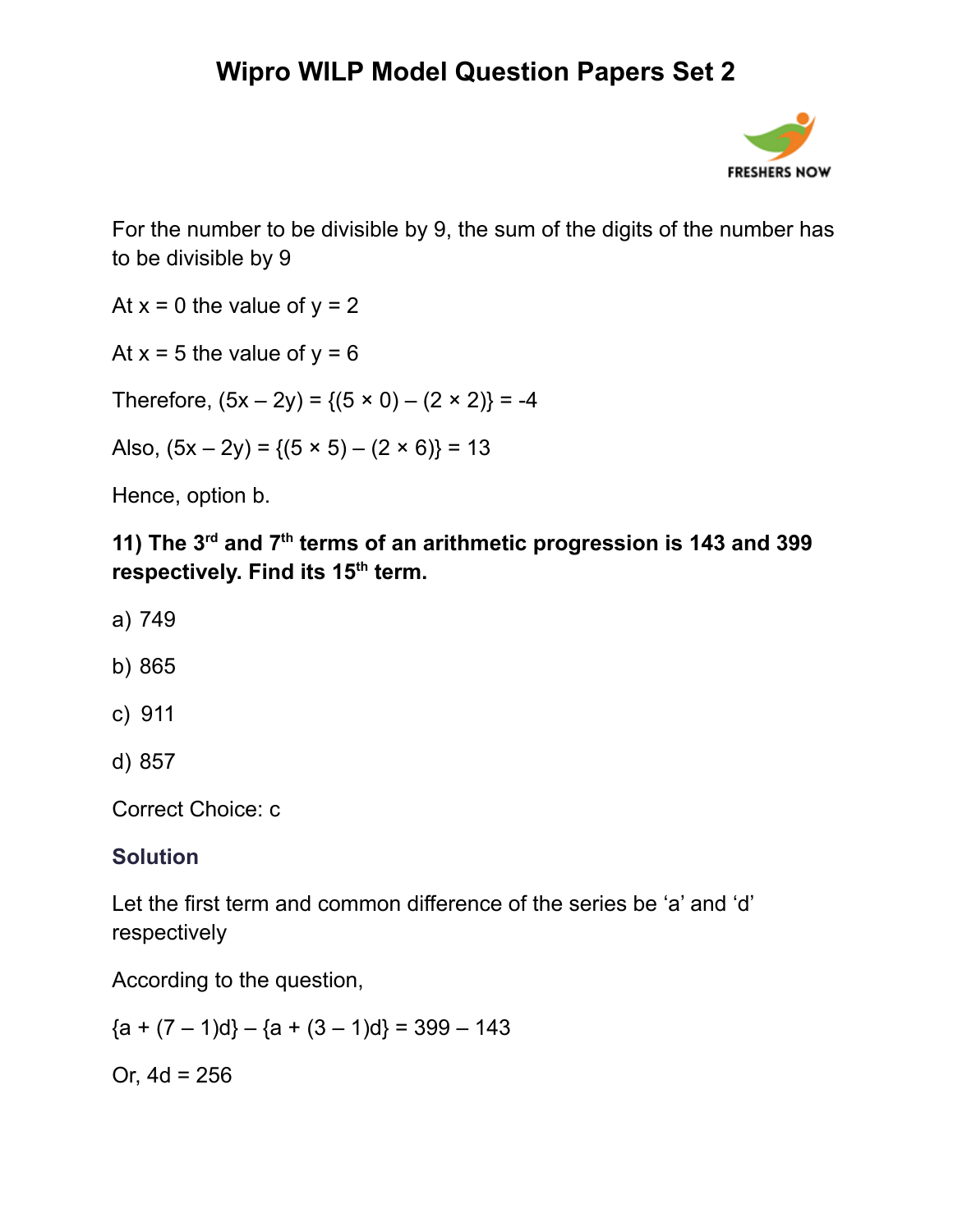For the number to be divisible by 9, the sum of the digits of the number has to be divisible by 9

At x = 0 the value of y = 2

At x = 5 the value of y = 6

Therefore, $(5x – 2y) = \{(5 \times 0) – (2 \times 2)\} = -4$

Also, $(5x – 2y) = \{(5 \times 5) – (2 \times 6)\} = 13$

Hence, option b.

**11) The 3rd and 7th terms of an arithmetic progression is 143 and 399 respectively. Find its 15th term.**

a) 749

b) 865

c) 911

d) 857

Correct Choice: c

### Solution

Let the first term and common difference of the series be ‘a’ and ‘d’ respectively

According to the question,

$\{a + (7 – 1)d\} – \{a + (3 – 1)d\} = 399 – 143$

Or, $4d = 256$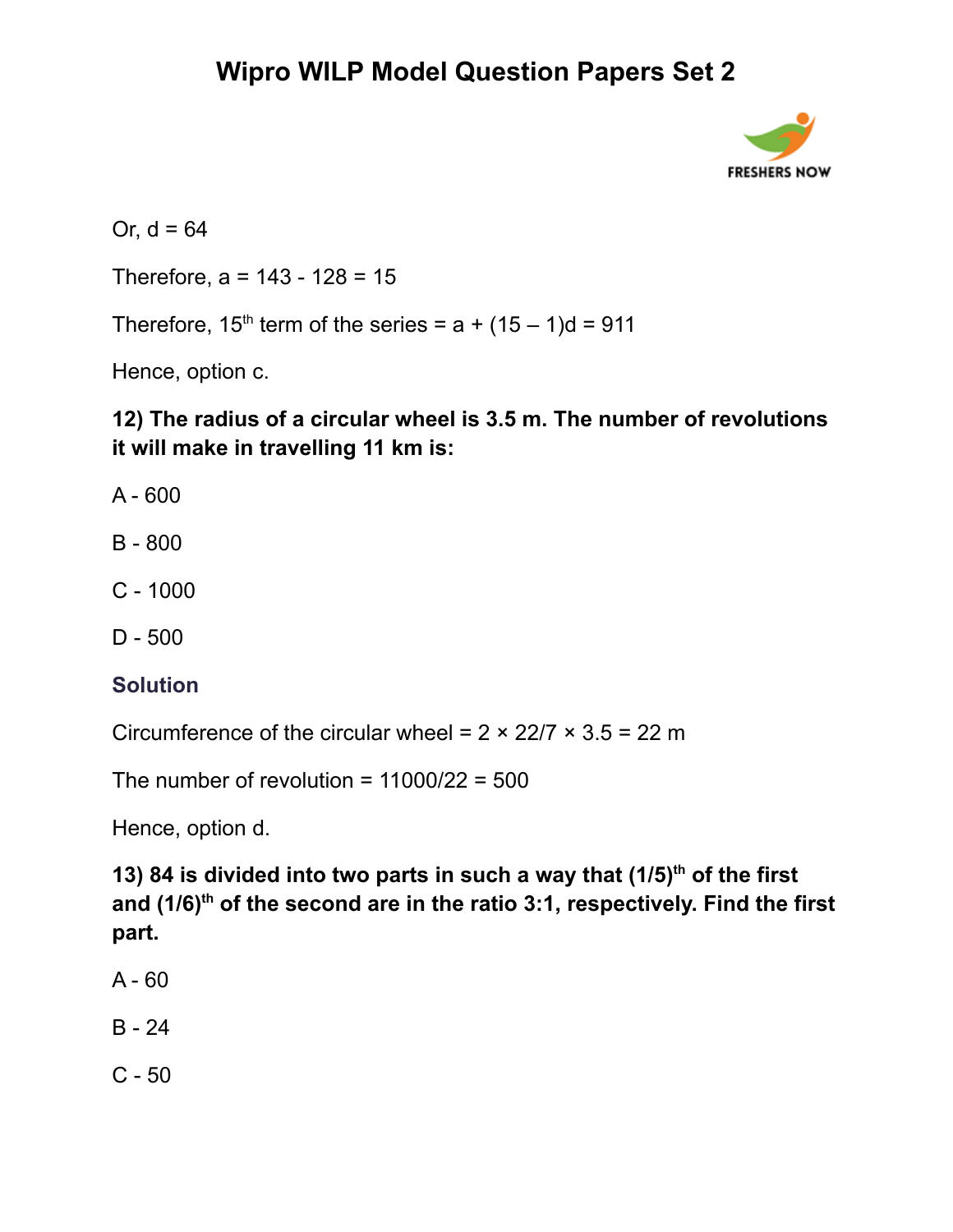Or, d = 64

Therefore, a = 143 - 128 = 15

Therefore, $15^{th}$ term of the series = a + (15 – 1)d = 911

Hence, option c.

**12) The radius of a circular wheel is 3.5 m. The number of revolutions it will make in travelling 11 km is:**

A - 600

B - 800

C - 1000

D - 500

**Solution**

Circumference of the circular wheel = 2 × 22/7 × 3.5 = 22 m

The number of revolution = 11000/22 = 500

Hence, option d.

**13) 84 is divided into two parts in such a way that $(1/5)^{th}$ of the first and $(1/6)^{th}$ of the second are in the ratio 3:1, respectively. Find the first part.**

A - 60

B - 24

C - 50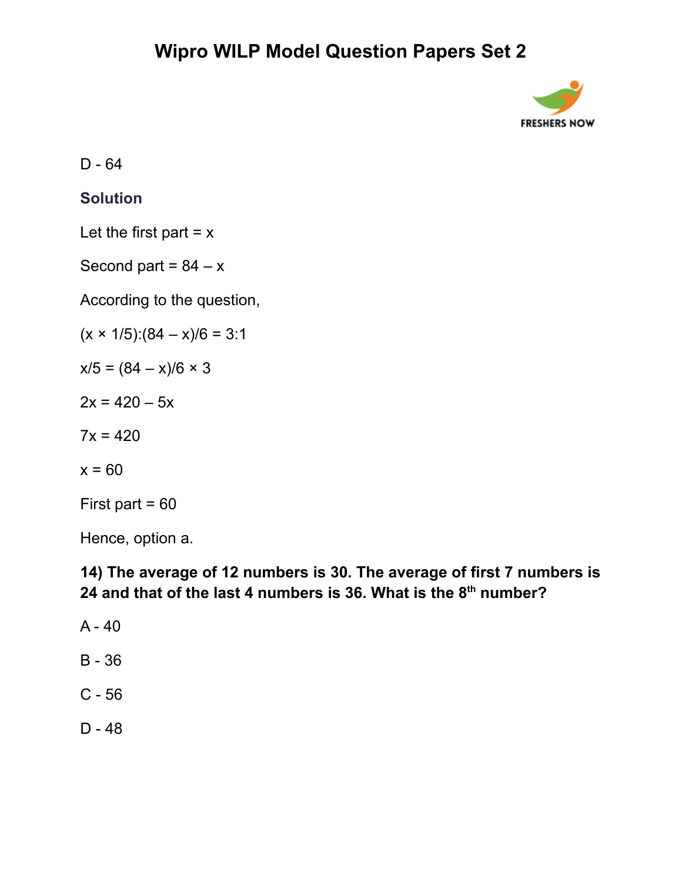D - 64

**Solution**

Let the first part = x

Second part = 84 – x

According to the question,

$(x \times 1/5):(84 - x)/6 = 3:1$

$x/5 = (84 - x)/6 \times 3$

$2x = 420 - 5x$

$7x = 420$

$x = 60$

First part = 60

Hence, option a.

**14) The average of 12 numbers is 30. The average of first 7 numbers is 24 and that of the last 4 numbers is 36. What is the 8$^{th}$ number?**

A - 40

B - 36

C - 56

D - 48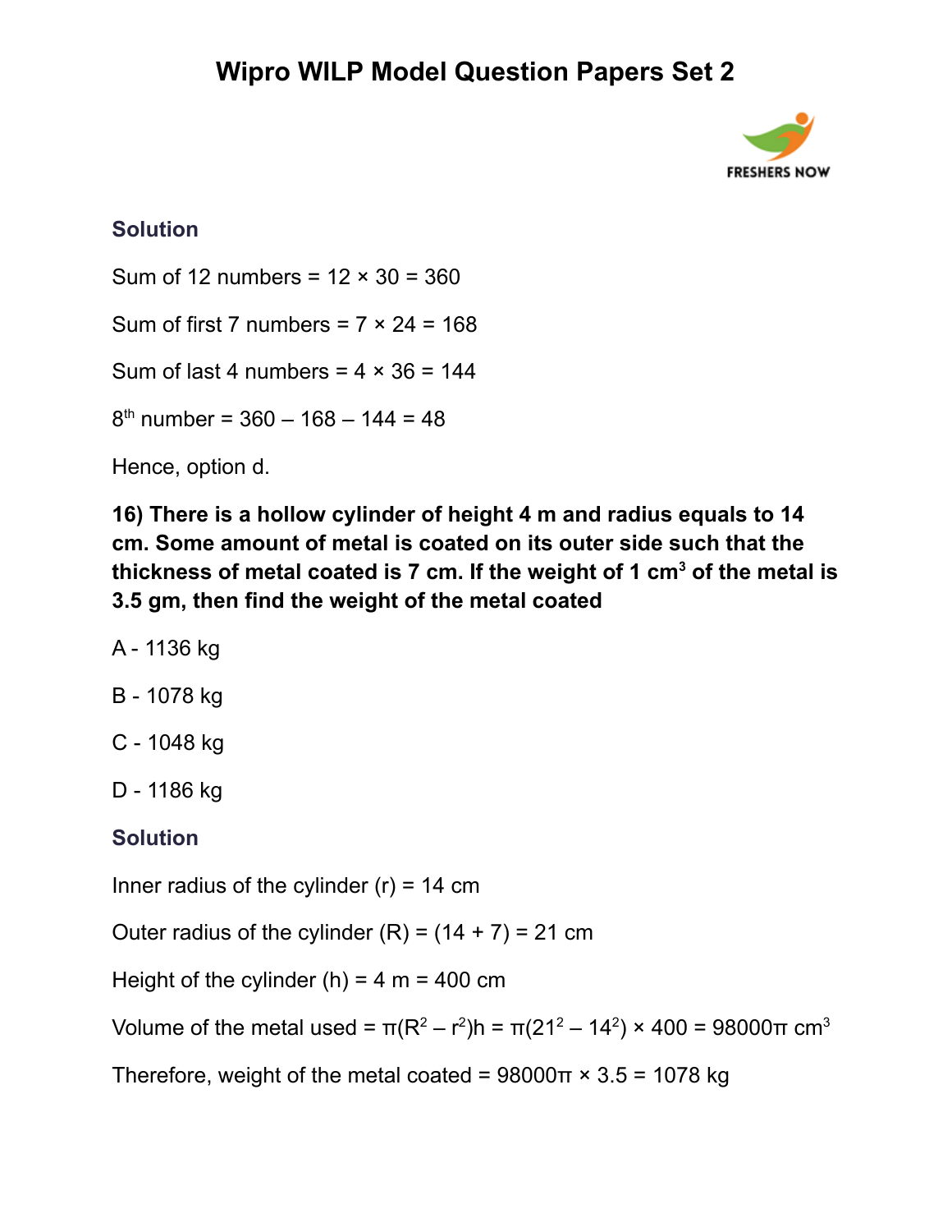### Solution

Sum of 12 numbers = 12 × 30 = 360

Sum of first 7 numbers = 7 × 24 = 168

Sum of last 4 numbers = 4 × 36 = 144

$8^{th}$ number = 360 – 168 – 144 = 48

Hence, option d.

**16) There is a hollow cylinder of height 4 m and radius equals to 14 cm. Some amount of metal is coated on its outer side such that the thickness of metal coated is 7 cm. If the weight of 1 $cm^3$ of the metal is 3.5 gm, then find the weight of the metal coated**

A - 1136 kg

B - 1078 kg

C - 1048 kg

D - 1186 kg

### Solution

Inner radius of the cylinder (r) = 14 cm

Outer radius of the cylinder (R) = (14 + 7) = 21 cm

Height of the cylinder (h) = 4 m = 400 cm

Volume of the metal used = $\pi(R^2 – r^2)h = \pi(21^2 – 14^2) \times 400 = 98000\pi$ $cm^3$

Therefore, weight of the metal coated = $98000\pi \times 3.5$ = 1078 kg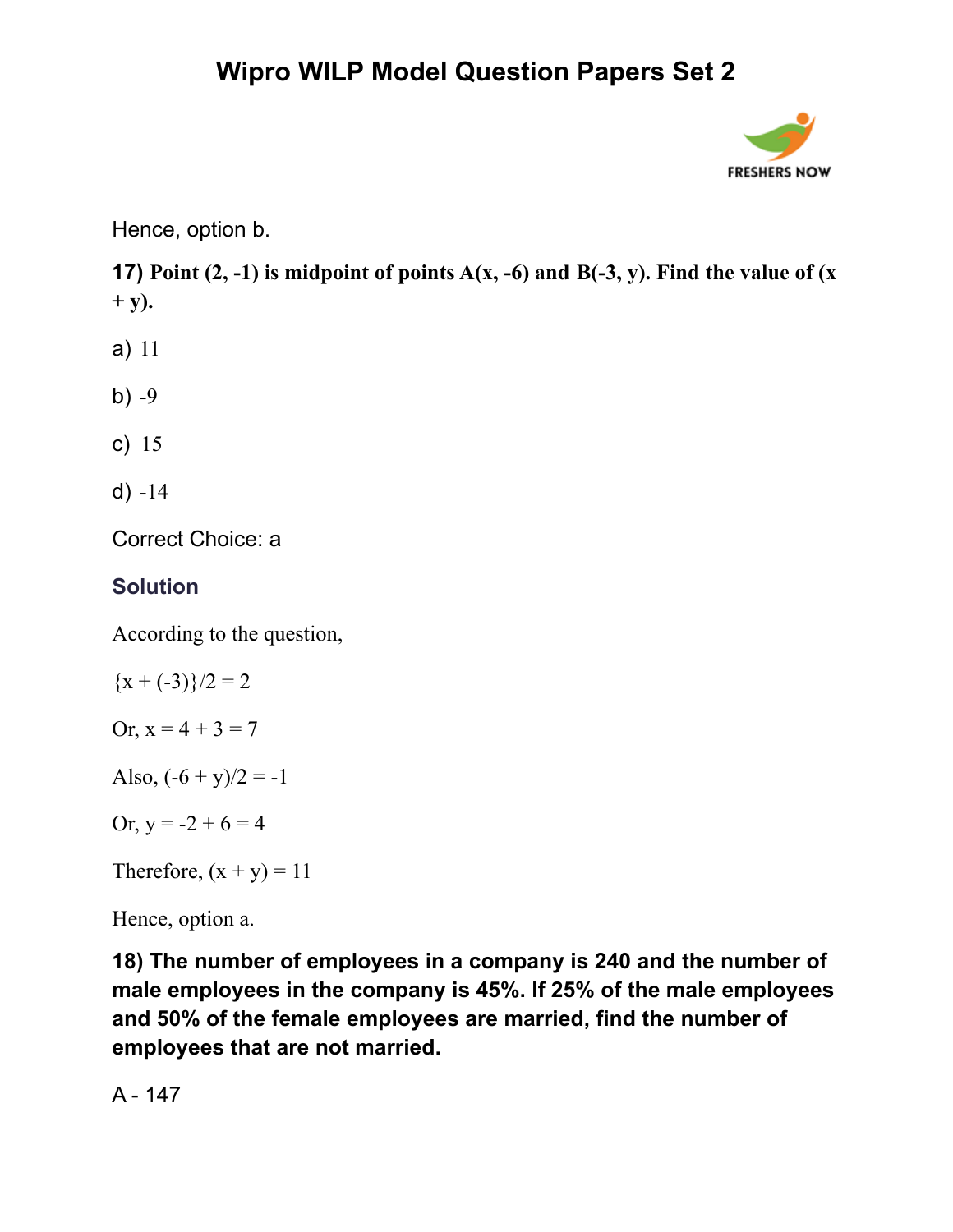Hence, option b.

**17) Point (2, -1) is midpoint of points A(x, -6) and B(-3, y). Find the value of (x + y).**

a) 11

b) -9

c) 15

d) -14

Correct Choice: a

### Solution

According to the question,

$\{x + (-3)\}/2 = 2$

Or, $x = 4 + 3 = 7$

Also, $(-6 + y)/2 = -1$

Or, $y = -2 + 6 = 4$

Therefore, $(x + y) = 11$

Hence, option a.

**18) The number of employees in a company is 240 and the number of male employees in the company is 45%. If 25% of the male employees and 50% of the female employees are married, find the number of employees that are not married.**

A - 147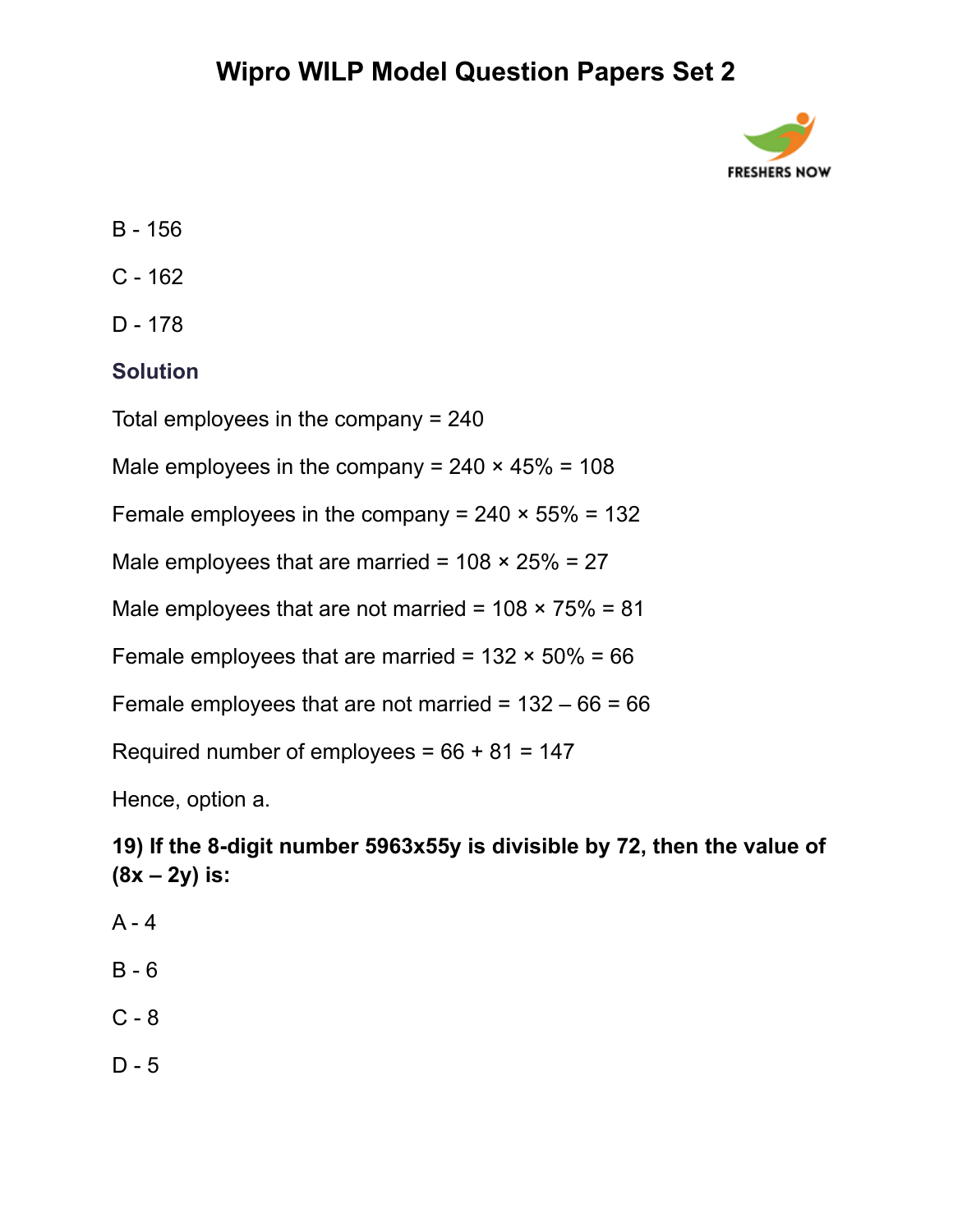B - 156

C - 162

D - 178

**Solution**

Total employees in the company = 240

Male employees in the company = 240 × 45% = 108

Female employees in the company = 240 × 55% = 132

Male employees that are married = 108 × 25% = 27

Male employees that are not married = 108 × 75% = 81

Female employees that are married = 132 × 50% = 66

Female employees that are not married = 132 – 66 = 66

Required number of employees = 66 + 81 = 147

Hence, option a.

**19) If the 8-digit number 5963x55y is divisible by 72, then the value of (8x – 2y) is:**

A - 4

B - 6

C - 8

D - 5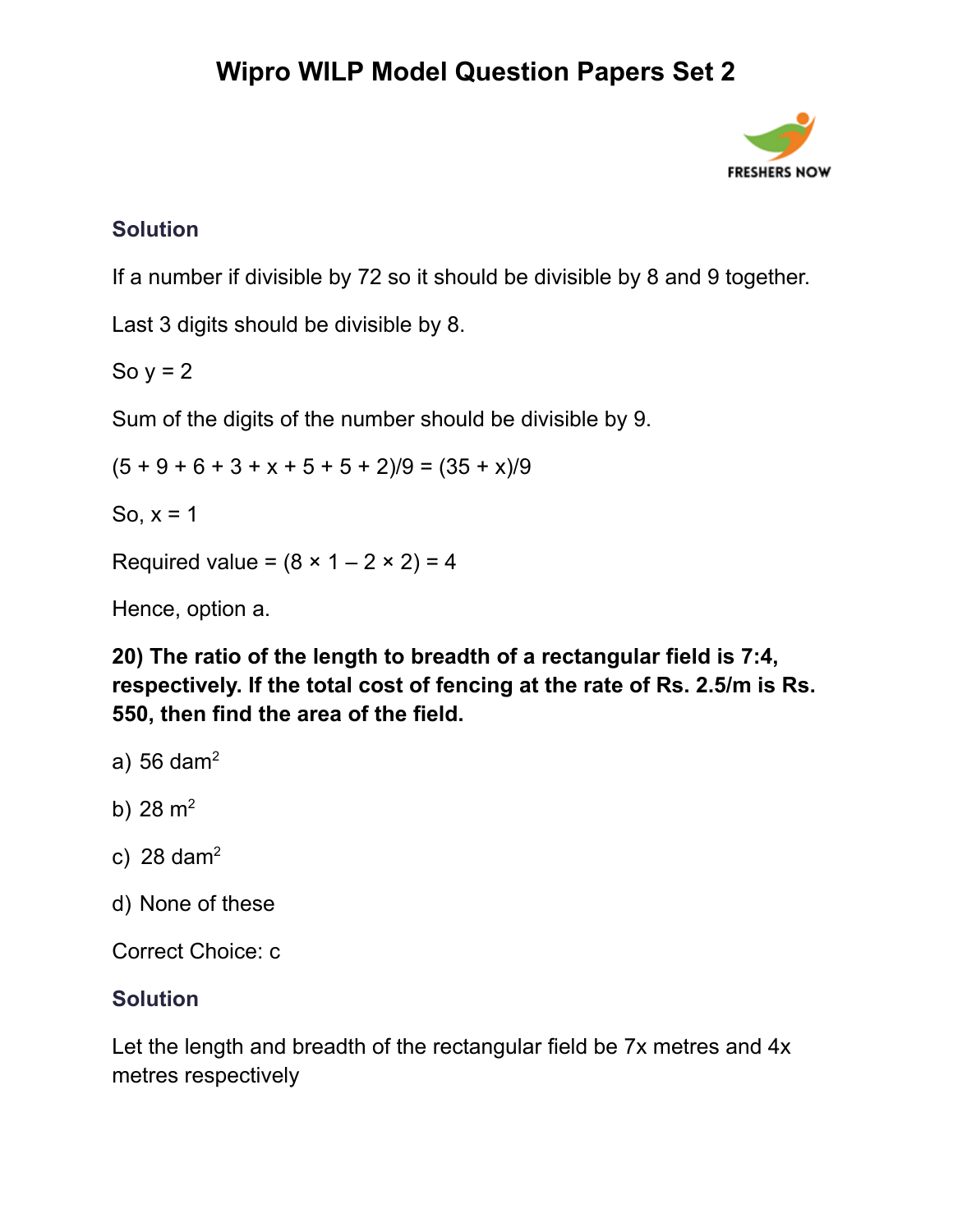### Solution

If a number if divisible by 72 so it should be divisible by 8 and 9 together.

Last 3 digits should be divisible by 8.

So y = 2

Sum of the digits of the number should be divisible by 9.

(5 + 9 + 6 + 3 + x + 5 + 5 + 2)/9 = (35 + x)/9

So, x = 1

Required value = (8 × 1 – 2 × 2) = 4

Hence, option a.

**20) The ratio of the length to breadth of a rectangular field is 7:4, respectively. If the total cost of fencing at the rate of Rs. 2.5/m is Rs. 550, then find the area of the field.**

a) 56 $dam^2$

b) 28 $m^2$

c) 28 $dam^2$

d) None of these

Correct Choice: c

### Solution

Let the length and breadth of the rectangular field be 7x metres and 4x metres respectively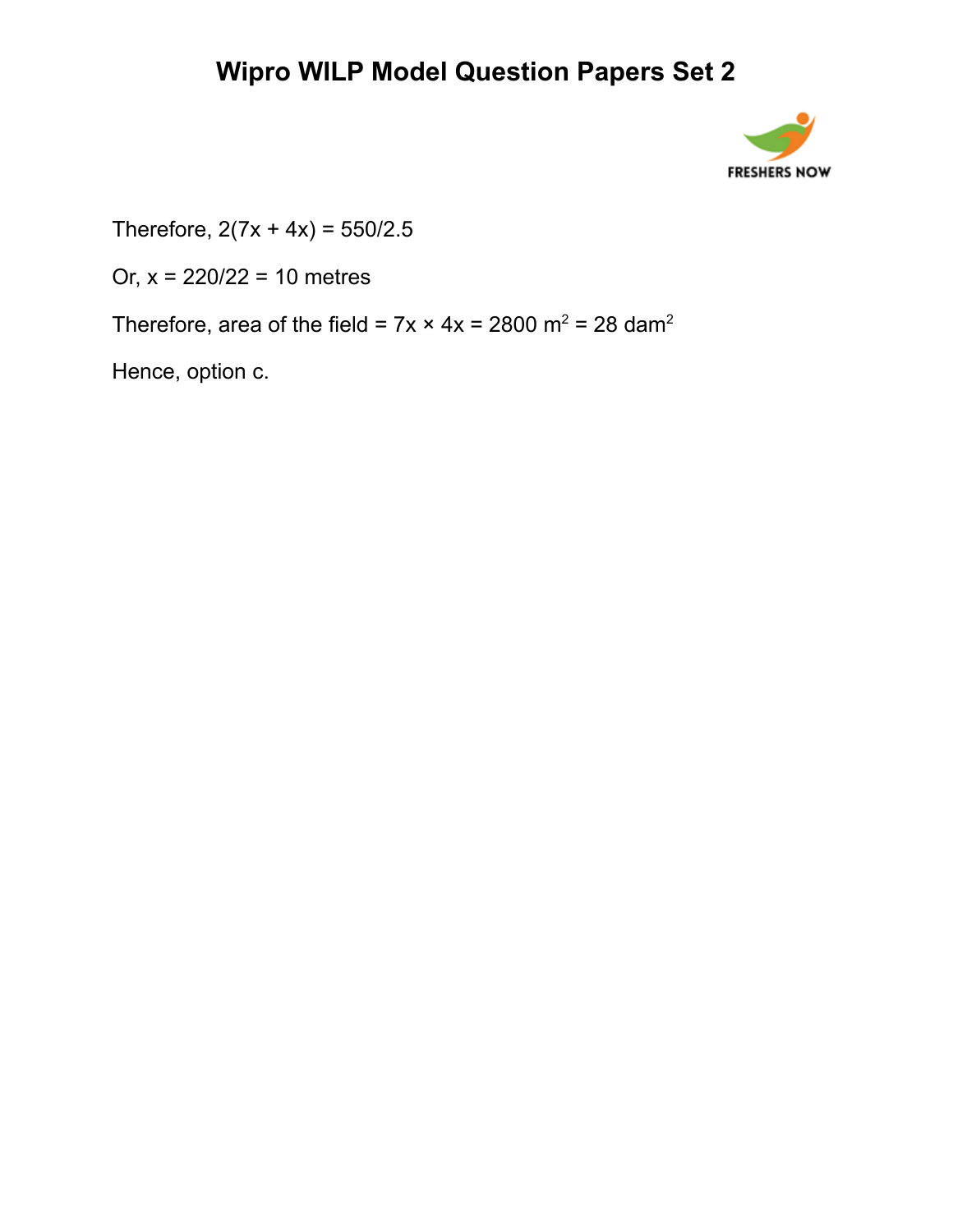Therefore, $2(7x + 4x) = 550/2.5$

Or, $x = 220/22 = 10$ metres

Therefore, area of the field = $7x \times 4x = 2800\ m^2 = 28\ dam^2$

Hence, option c.